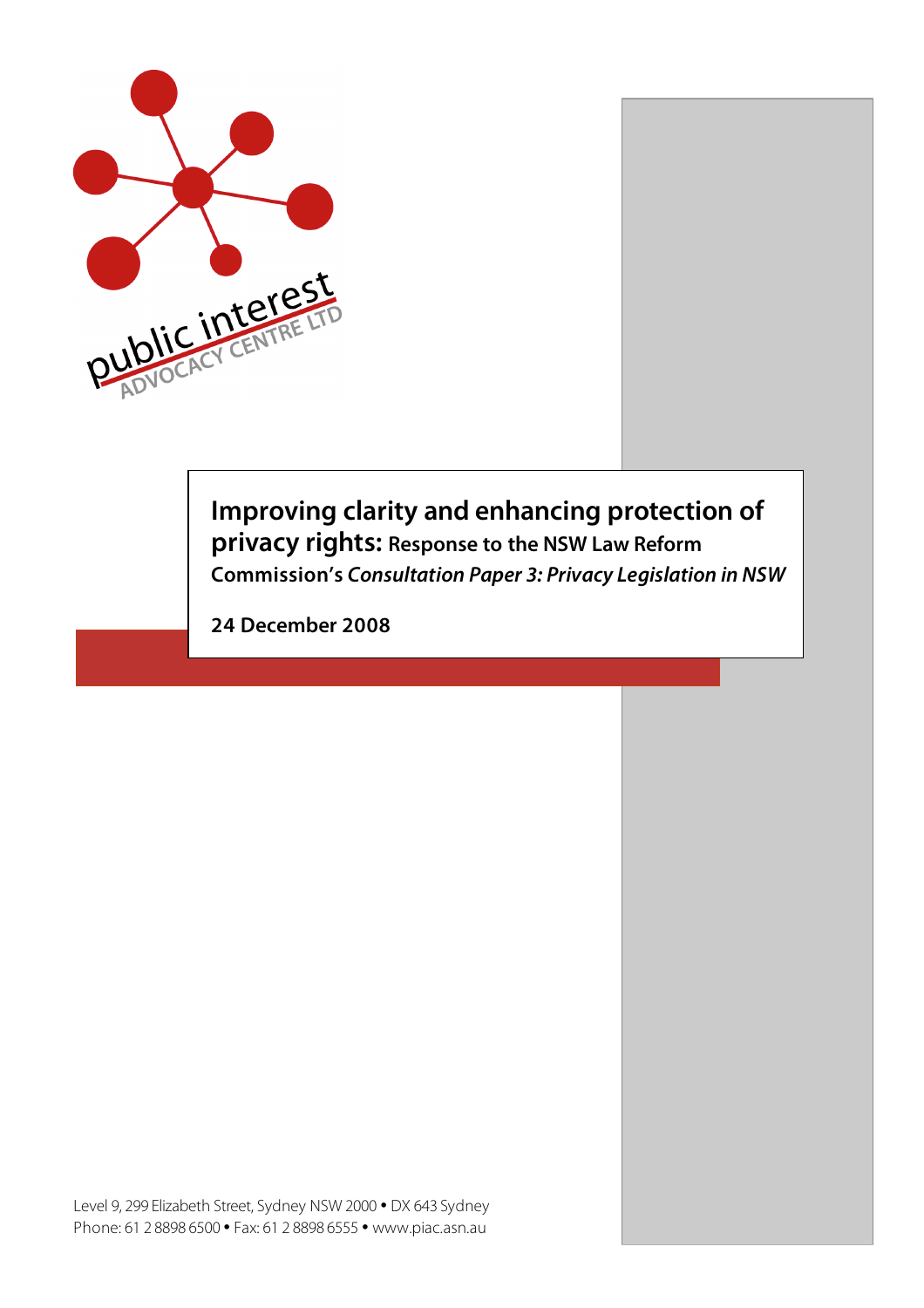public interest
ADVOCACY CENTRE LTD

# Improving clarity and enhancing protection of privacy rights: Response to the NSW Law Reform Commission's *Consultation Paper 3: Privacy Legislation in NSW*

**24 December 2008**

Level 9, 299 Elizabeth Street, Sydney NSW 2000 • DX 643 Sydney
Phone: 61 2 8898 6500 • Fax: 61 2 8898 6555 • www.piac.asn.au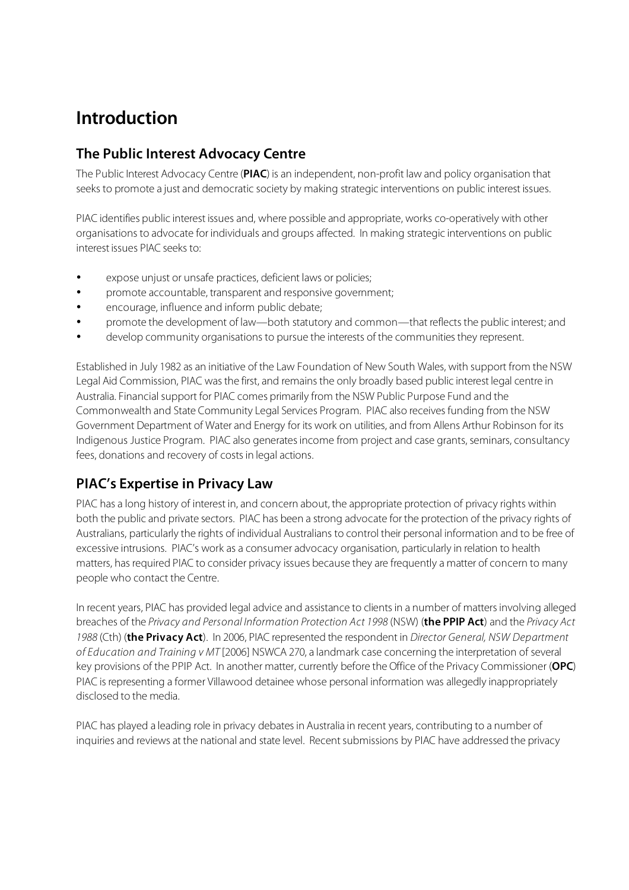# Introduction

## The Public Interest Advocacy Centre

The Public Interest Advocacy Centre (**PIAC**) is an independent, non-profit law and policy organisation that seeks to promote a just and democratic society by making strategic interventions on public interest issues.

PIAC identifies public interest issues and, where possible and appropriate, works co-operatively with other organisations to advocate for individuals and groups affected. In making strategic interventions on public interest issues PIAC seeks to:

- expose unjust or unsafe practices, deficient laws or policies;
- promote accountable, transparent and responsive government;
- encourage, influence and inform public debate;
- promote the development of law—both statutory and common—that reflects the public interest; and
- develop community organisations to pursue the interests of the communities they represent.

Established in July 1982 as an initiative of the Law Foundation of New South Wales, with support from the NSW Legal Aid Commission, PIAC was the first, and remains the only broadly based public interest legal centre in Australia. Financial support for PIAC comes primarily from the NSW Public Purpose Fund and the Commonwealth and State Community Legal Services Program. PIAC also receives funding from the NSW Government Department of Water and Energy for its work on utilities, and from Allens Arthur Robinson for its Indigenous Justice Program. PIAC also generates income from project and case grants, seminars, consultancy fees, donations and recovery of costs in legal actions.

## PIAC's Expertise in Privacy Law

PIAC has a long history of interest in, and concern about, the appropriate protection of privacy rights within both the public and private sectors. PIAC has been a strong advocate for the protection of the privacy rights of Australians, particularly the rights of individual Australians to control their personal information and to be free of excessive intrusions. PIAC's work as a consumer advocacy organisation, particularly in relation to health matters, has required PIAC to consider privacy issues because they are frequently a matter of concern to many people who contact the Centre.

In recent years, PIAC has provided legal advice and assistance to clients in a number of matters involving alleged breaches of the *Privacy and Personal Information Protection Act 1998* (NSW) (**the PPIP Act**) and the *Privacy Act 1988* (Cth) (**the Privacy Act**). In 2006, PIAC represented the respondent in *Director General, NSW Department of Education and Training v MT* [2006] NSWCA 270, a landmark case concerning the interpretation of several key provisions of the PPIP Act. In another matter, currently before the Office of the Privacy Commissioner (**OPC**) PIAC is representing a former Villawood detainee whose personal information was allegedly inappropriately disclosed to the media.

PIAC has played a leading role in privacy debates in Australia in recent years, contributing to a number of inquiries and reviews at the national and state level. Recent submissions by PIAC have addressed the privacy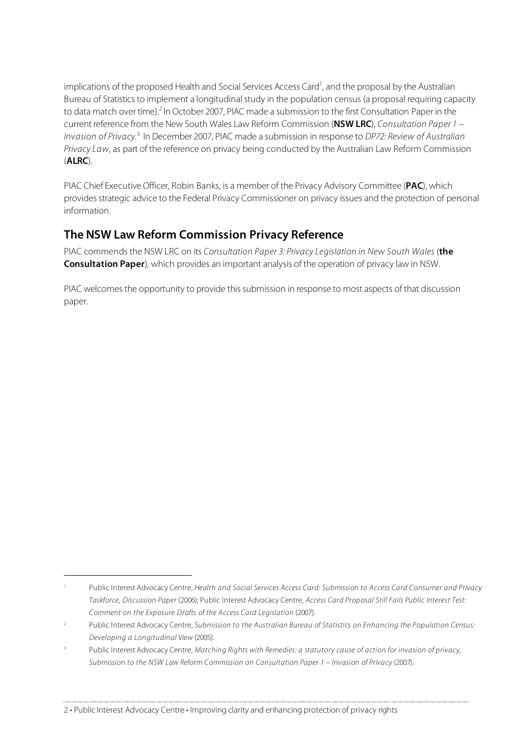implications of the proposed Health and Social Services Access Card[1], and the proposal by the Australian Bureau of Statistics to implement a longitudinal study in the population census (a proposal requiring capacity to data match over time).[2] In October 2007, PIAC made a submission to the first Consultation Paper in the current reference from the New South Wales Law Reform Commission (**NSW LRC**), *Consultation Paper 1 – Invasion of Privacy*.[3] In December 2007, PIAC made a submission in response to *DP72: Review of Australian Privacy Law*, as part of the reference on privacy being conducted by the Australian Law Reform Commission (**ALRC**).

PIAC Chief Executive Officer, Robin Banks, is a member of the Privacy Advisory Committee (**PAC**), which provides strategic advice to the Federal Privacy Commissioner on privacy issues and the protection of personal information.

## The NSW Law Reform Commission Privacy Reference

PIAC commends the NSW LRC on its *Consultation Paper 3: Privacy Legislation in New South Wales* (**the Consultation Paper**), which provides an important analysis of the operation of privacy law in NSW.

PIAC welcomes the opportunity to provide this submission in response to most aspects of that discussion paper.

---

[1] Public Interest Advocacy Centre, *Health and Social Services Access Card: Submission to Access Card Consumer and Privacy Taskforce, Discussion Paper* (2006); Public Interest Advocacy Centre, *Access Card Proposal Still Fails Public Interest Test: Comment on the Exposure Drafts of the Access Card Legislation* (2007).

[2] Public Interest Advocacy Centre, *Submission to the Australian Bureau of Statistics on Enhancing the Population Census: Developing a Longitudinal View* (2005).

[3] Public Interest Advocacy Centre, *Matching Rights with Remedies: a statutory cause of action for invasion of privacy, Submission to the NSW Law Reform Commission on Consultation Paper 1 – Invasion of Privacy* (2007).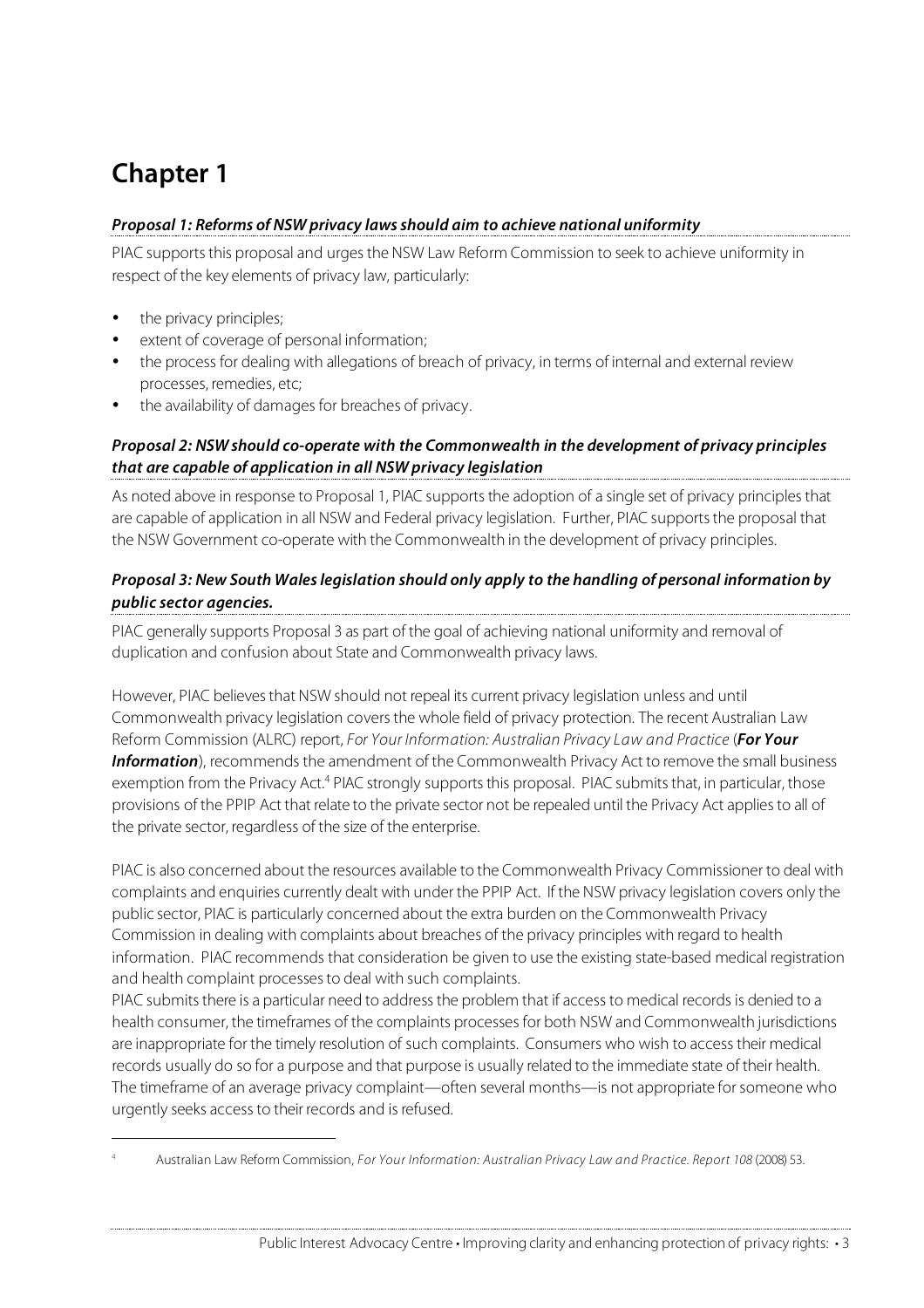# Chapter 1

***Proposal 1: Reforms of NSW privacy laws should aim to achieve national uniformity***

PIAC supports this proposal and urges the NSW Law Reform Commission to seek to achieve uniformity in respect of the key elements of privacy law, particularly:

- the privacy principles;
- extent of coverage of personal information;
- the process for dealing with allegations of breach of privacy, in terms of internal and external review processes, remedies, etc;
- the availability of damages for breaches of privacy.

***Proposal 2: NSW should co-operate with the Commonwealth in the development of privacy principles that are capable of application in all NSW privacy legislation***

As noted above in response to Proposal 1, PIAC supports the adoption of a single set of privacy principles that are capable of application in all NSW and Federal privacy legislation. Further, PIAC supports the proposal that the NSW Government co-operate with the Commonwealth in the development of privacy principles.

***Proposal 3: New South Wales legislation should only apply to the handling of personal information by public sector agencies.***

PIAC generally supports Proposal 3 as part of the goal of achieving national uniformity and removal of duplication and confusion about State and Commonwealth privacy laws.

However, PIAC believes that NSW should not repeal its current privacy legislation unless and until Commonwealth privacy legislation covers the whole field of privacy protection. The recent Australian Law Reform Commission (ALRC) report, *For Your Information: Australian Privacy Law and Practice* (***For Your Information***), recommends the amendment of the Commonwealth Privacy Act to remove the small business exemption from the Privacy Act.[4] PIAC strongly supports this proposal. PIAC submits that, in particular, those provisions of the PPIP Act that relate to the private sector not be repealed until the Privacy Act applies to all of the private sector, regardless of the size of the enterprise.

PIAC is also concerned about the resources available to the Commonwealth Privacy Commissioner to deal with complaints and enquiries currently dealt with under the PPIP Act. If the NSW privacy legislation covers only the public sector, PIAC is particularly concerned about the extra burden on the Commonwealth Privacy Commission in dealing with complaints about breaches of the privacy principles with regard to health information. PIAC recommends that consideration be given to use the existing state-based medical registration and health complaint processes to deal with such complaints.

PIAC submits there is a particular need to address the problem that if access to medical records is denied to a health consumer, the timeframes of the complaints processes for both NSW and Commonwealth jurisdictions are inappropriate for the timely resolution of such complaints. Consumers who wish to access their medical records usually do so for a purpose and that purpose is usually related to the immediate state of their health. The timeframe of an average privacy complaint—often several months—is not appropriate for someone who urgently seeks access to their records and is refused.

[4] Australian Law Reform Commission, *For Your Information: Australian Privacy Law and Practice. Report 108* (2008) 53.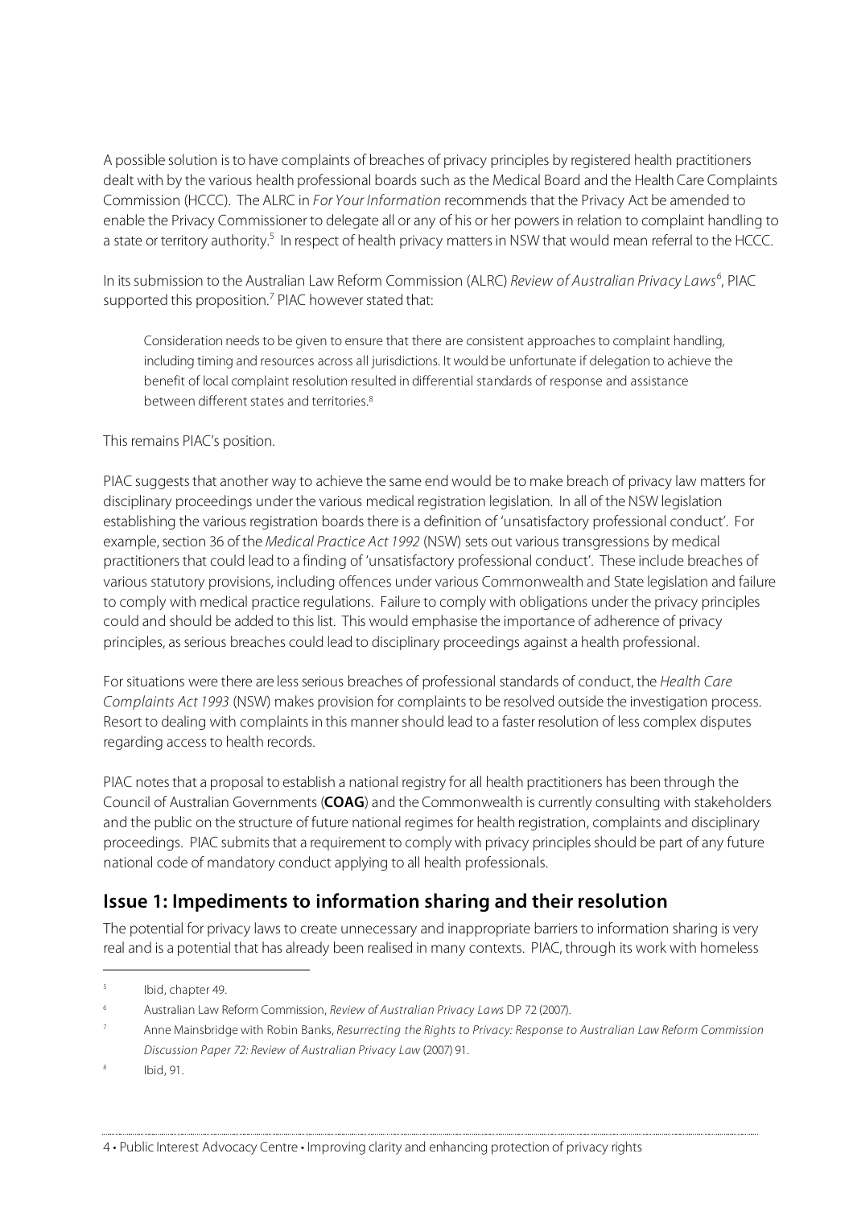A possible solution is to have complaints of breaches of privacy principles by registered health practitioners dealt with by the various health professional boards such as the Medical Board and the Health Care Complaints Commission (HCCC). The ALRC in *For Your Information* recommends that the Privacy Act be amended to enable the Privacy Commissioner to delegate all or any of his or her powers in relation to complaint handling to a state or territory authority.[5] In respect of health privacy matters in NSW that would mean referral to the HCCC.

In its submission to the Australian Law Reform Commission (ALRC) *Review of Australian Privacy Laws*[6], PIAC supported this proposition.[7] PIAC however stated that:

> Consideration needs to be given to ensure that there are consistent approaches to complaint handling, including timing and resources across all jurisdictions. It would be unfortunate if delegation to achieve the benefit of local complaint resolution resulted in differential standards of response and assistance between different states and territories.[8]

This remains PIAC's position.

PIAC suggests that another way to achieve the same end would be to make breach of privacy law matters for disciplinary proceedings under the various medical registration legislation. In all of the NSW legislation establishing the various registration boards there is a definition of 'unsatisfactory professional conduct'. For example, section 36 of the *Medical Practice Act 1992* (NSW) sets out various transgressions by medical practitioners that could lead to a finding of 'unsatisfactory professional conduct'. These include breaches of various statutory provisions, including offences under various Commonwealth and State legislation and failure to comply with medical practice regulations. Failure to comply with obligations under the privacy principles could and should be added to this list. This would emphasise the importance of adherence of privacy principles, as serious breaches could lead to disciplinary proceedings against a health professional.

For situations were there are less serious breaches of professional standards of conduct, the *Health Care Complaints Act 1993* (NSW) makes provision for complaints to be resolved outside the investigation process. Resort to dealing with complaints in this manner should lead to a faster resolution of less complex disputes regarding access to health records.

PIAC notes that a proposal to establish a national registry for all health practitioners has been through the Council of Australian Governments (**COAG**) and the Commonwealth is currently consulting with stakeholders and the public on the structure of future national regimes for health registration, complaints and disciplinary proceedings. PIAC submits that a requirement to comply with privacy principles should be part of any future national code of mandatory conduct applying to all health professionals.

## Issue 1: Impediments to information sharing and their resolution

The potential for privacy laws to create unnecessary and inappropriate barriers to information sharing is very real and is a potential that has already been realised in many contexts. PIAC, through its work with homeless

---

[5] Ibid, chapter 49.

[6] Australian Law Reform Commission, *Review of Australian Privacy Laws* DP 72 (2007).

[7] Anne Mainsbridge with Robin Banks, *Resurrecting the Rights to Privacy: Response to Australian Law Reform Commission Discussion Paper 72: Review of Australian Privacy Law* (2007) 91.

[8] Ibid, 91.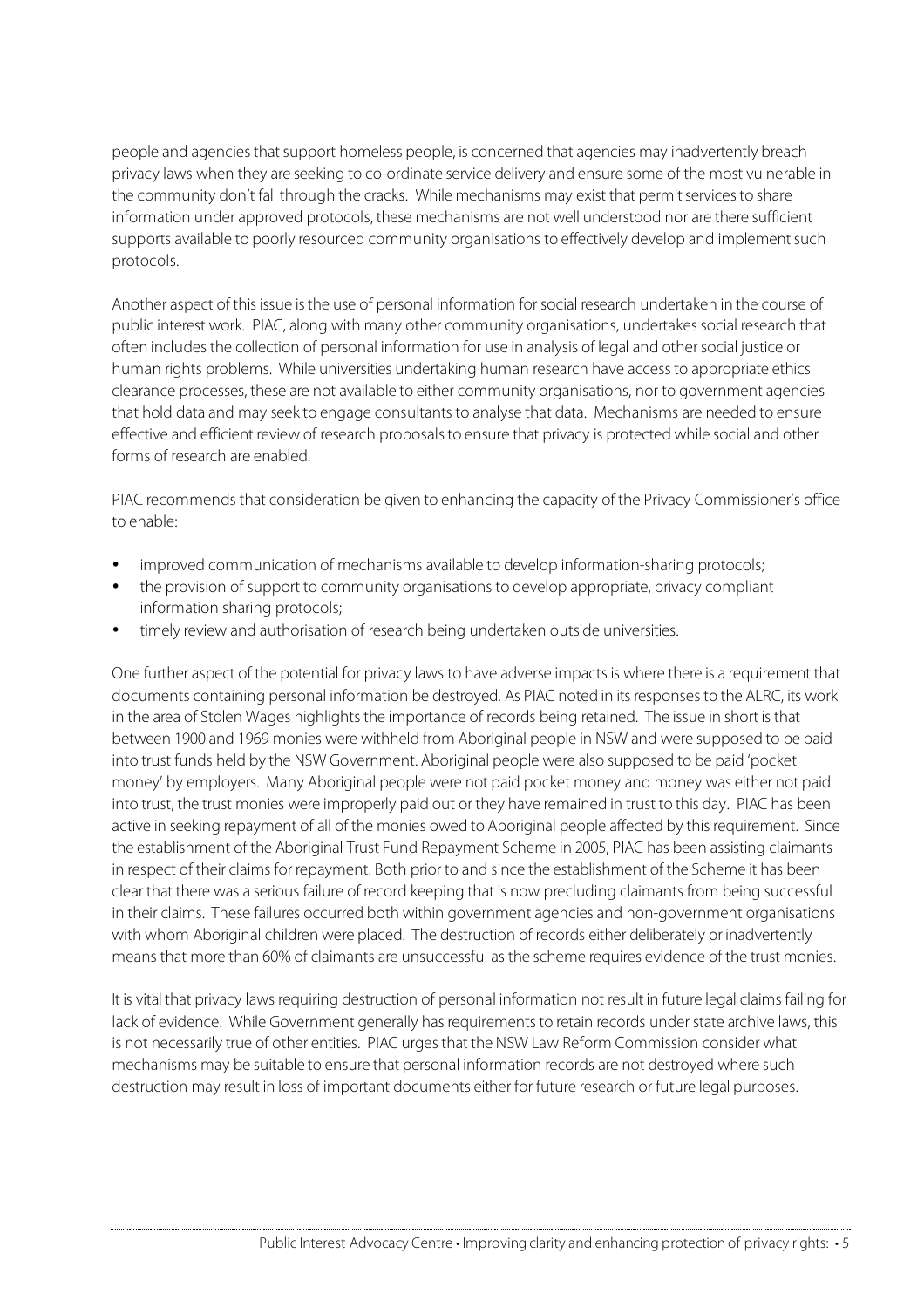people and agencies that support homeless people, is concerned that agencies may inadvertently breach privacy laws when they are seeking to co-ordinate service delivery and ensure some of the most vulnerable in the community don't fall through the cracks. While mechanisms may exist that permit services to share information under approved protocols, these mechanisms are not well understood nor are there sufficient supports available to poorly resourced community organisations to effectively develop and implement such protocols.

Another aspect of this issue is the use of personal information for social research undertaken in the course of public interest work. PIAC, along with many other community organisations, undertakes social research that often includes the collection of personal information for use in analysis of legal and other social justice or human rights problems. While universities undertaking human research have access to appropriate ethics clearance processes, these are not available to either community organisations, nor to government agencies that hold data and may seek to engage consultants to analyse that data. Mechanisms are needed to ensure effective and efficient review of research proposals to ensure that privacy is protected while social and other forms of research are enabled.

PIAC recommends that consideration be given to enhancing the capacity of the Privacy Commissioner's office to enable:

- improved communication of mechanisms available to develop information-sharing protocols;
- the provision of support to community organisations to develop appropriate, privacy compliant information sharing protocols;
- timely review and authorisation of research being undertaken outside universities.

One further aspect of the potential for privacy laws to have adverse impacts is where there is a requirement that documents containing personal information be destroyed. As PIAC noted in its responses to the ALRC, its work in the area of Stolen Wages highlights the importance of records being retained. The issue in short is that between 1900 and 1969 monies were withheld from Aboriginal people in NSW and were supposed to be paid into trust funds held by the NSW Government. Aboriginal people were also supposed to be paid 'pocket money' by employers. Many Aboriginal people were not paid pocket money and money was either not paid into trust, the trust monies were improperly paid out or they have remained in trust to this day. PIAC has been active in seeking repayment of all of the monies owed to Aboriginal people affected by this requirement. Since the establishment of the Aboriginal Trust Fund Repayment Scheme in 2005, PIAC has been assisting claimants in respect of their claims for repayment. Both prior to and since the establishment of the Scheme it has been clear that there was a serious failure of record keeping that is now precluding claimants from being successful in their claims. These failures occurred both within government agencies and non-government organisations with whom Aboriginal children were placed. The destruction of records either deliberately or inadvertently means that more than 60% of claimants are unsuccessful as the scheme requires evidence of the trust monies.

It is vital that privacy laws requiring destruction of personal information not result in future legal claims failing for lack of evidence. While Government generally has requirements to retain records under state archive laws, this is not necessarily true of other entities. PIAC urges that the NSW Law Reform Commission consider what mechanisms may be suitable to ensure that personal information records are not destroyed where such destruction may result in loss of important documents either for future research or future legal purposes.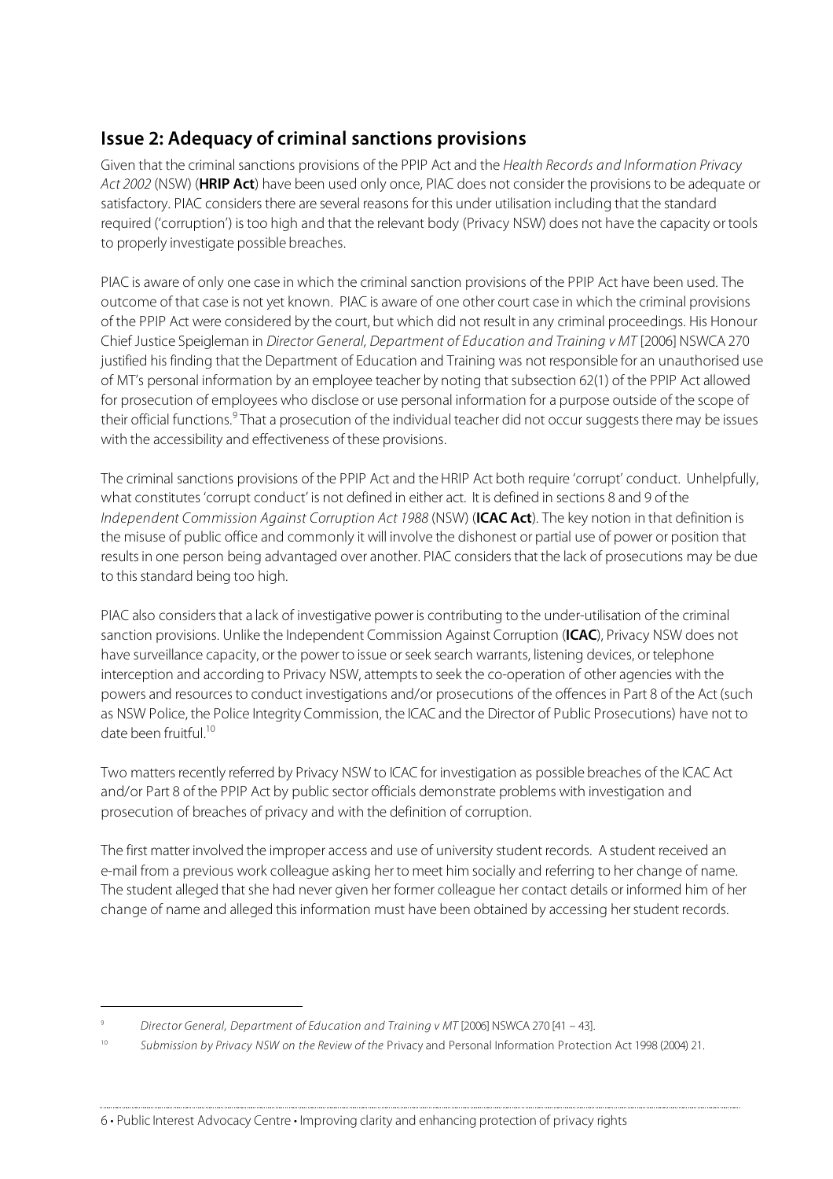## Issue 2: Adequacy of criminal sanctions provisions

Given that the criminal sanctions provisions of the PPIP Act and the *Health Records and Information Privacy Act 2002* (NSW) (**HRIP Act**) have been used only once, PIAC does not consider the provisions to be adequate or satisfactory. PIAC considers there are several reasons for this under utilisation including that the standard required ('corruption') is too high and that the relevant body (Privacy NSW) does not have the capacity or tools to properly investigate possible breaches.

PIAC is aware of only one case in which the criminal sanction provisions of the PPIP Act have been used. The outcome of that case is not yet known. PIAC is aware of one other court case in which the criminal provisions of the PPIP Act were considered by the court, but which did not result in any criminal proceedings. His Honour Chief Justice Speigleman in *Director General, Department of Education and Training v MT* [2006] NSWCA 270 justified his finding that the Department of Education and Training was not responsible for an unauthorised use of MT's personal information by an employee teacher by noting that subsection 62(1) of the PPIP Act allowed for prosecution of employees who disclose or use personal information for a purpose outside of the scope of their official functions.[9] That a prosecution of the individual teacher did not occur suggests there may be issues with the accessibility and effectiveness of these provisions.

The criminal sanctions provisions of the PPIP Act and the HRIP Act both require 'corrupt' conduct. Unhelpfully, what constitutes 'corrupt conduct' is not defined in either act. It is defined in sections 8 and 9 of the *Independent Commission Against Corruption Act 1988* (NSW) (**ICAC Act**). The key notion in that definition is the misuse of public office and commonly it will involve the dishonest or partial use of power or position that results in one person being advantaged over another. PIAC considers that the lack of prosecutions may be due to this standard being too high.

PIAC also considers that a lack of investigative power is contributing to the under-utilisation of the criminal sanction provisions. Unlike the Independent Commission Against Corruption (**ICAC**), Privacy NSW does not have surveillance capacity, or the power to issue or seek search warrants, listening devices, or telephone interception and according to Privacy NSW, attempts to seek the co-operation of other agencies with the powers and resources to conduct investigations and/or prosecutions of the offences in Part 8 of the Act (such as NSW Police, the Police Integrity Commission, the ICAC and the Director of Public Prosecutions) have not to date been fruitful.[10]

Two matters recently referred by Privacy NSW to ICAC for investigation as possible breaches of the ICAC Act and/or Part 8 of the PPIP Act by public sector officials demonstrate problems with investigation and prosecution of breaches of privacy and with the definition of corruption.

The first matter involved the improper access and use of university student records. A student received an e-mail from a previous work colleague asking her to meet him socially and referring to her change of name. The student alleged that she had never given her former colleague her contact details or informed him of her change of name and alleged this information must have been obtained by accessing her student records.

---

[9] *Director General, Department of Education and Training v MT* [2006] NSWCA 270 [41 – 43].

[10] *Submission by Privacy NSW on the Review of the* Privacy and Personal Information Protection Act 1998 (2004) 21.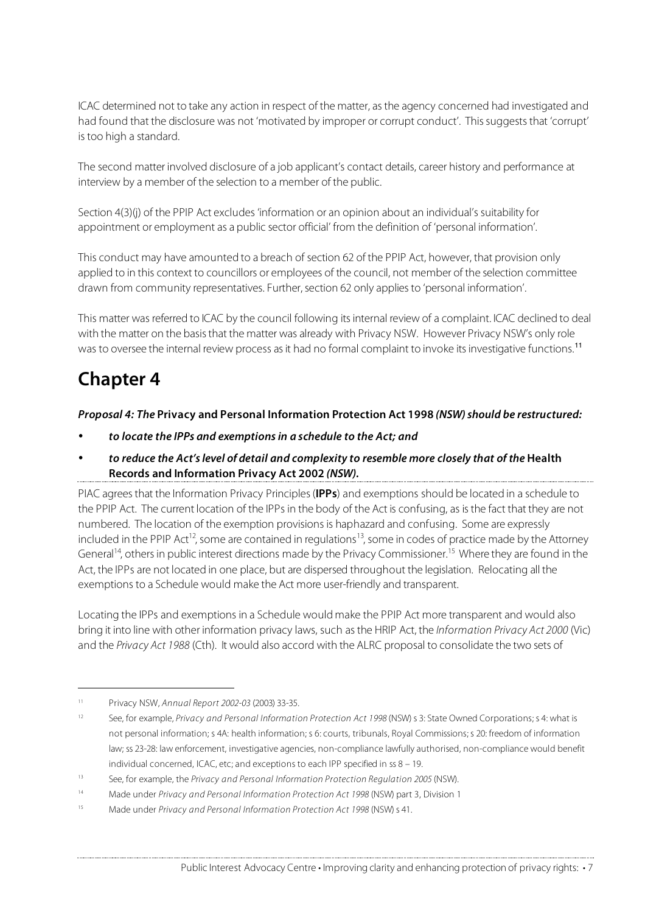ICAC determined not to take any action in respect of the matter, as the agency concerned had investigated and had found that the disclosure was not 'motivated by improper or corrupt conduct'. This suggests that 'corrupt' is too high a standard.

The second matter involved disclosure of a job applicant's contact details, career history and performance at interview by a member of the selection to a member of the public.

Section 4(3)(j) of the PPIP Act excludes 'information or an opinion about an individual's suitability for appointment or employment as a public sector official' from the definition of 'personal information'.

This conduct may have amounted to a breach of section 62 of the PPIP Act, however, that provision only applied to in this context to councillors or employees of the council, not member of the selection committee drawn from community representatives. Further, section 62 only applies to 'personal information'.

This matter was referred to ICAC by the council following its internal review of a complaint. ICAC declined to deal with the matter on the basis that the matter was already with Privacy NSW. However Privacy NSW's only role was to oversee the internal review process as it had no formal complaint to invoke its investigative functions.[11]

# Chapter 4

***Proposal 4: The* Privacy and Personal Information Protection Act 1998 *(NSW) should be restructured:***

- ***to locate the IPPs and exemptions in a schedule to the Act; and***
- ***to reduce the Act's level of detail and complexity to resemble more closely that of the* Health Records and Information Privacy Act 2002 *(NSW).***

PIAC agrees that the Information Privacy Principles (**IPPs**) and exemptions should be located in a schedule to the PPIP Act. The current location of the IPPs in the body of the Act is confusing, as is the fact that they are not numbered. The location of the exemption provisions is haphazard and confusing. Some are expressly included in the PPIP Act[12], some are contained in regulations[13], some in codes of practice made by the Attorney General[14], others in public interest directions made by the Privacy Commissioner.[15] Where they are found in the Act, the IPPs are not located in one place, but are dispersed throughout the legislation. Relocating all the exemptions to a Schedule would make the Act more user-friendly and transparent.

Locating the IPPs and exemptions in a Schedule would make the PPIP Act more transparent and would also bring it into line with other information privacy laws, such as the HRIP Act, the *Information Privacy Act 2000* (Vic) and the *Privacy Act 1988* (Cth). It would also accord with the ALRC proposal to consolidate the two sets of

---

[11] Privacy NSW, *Annual Report 2002-03* (2003) 33-35.

[12] See, for example, *Privacy and Personal Information Protection Act 1998* (NSW) s 3: State Owned Corporations; s 4: what is not personal information; s 4A: health information; s 6: courts, tribunals, Royal Commissions; s 20: freedom of information law; ss 23-28: law enforcement, investigative agencies, non-compliance lawfully authorised, non-compliance would benefit individual concerned, ICAC, etc; and exceptions to each IPP specified in ss 8 – 19.

[13] See, for example, the *Privacy and Personal Information Protection Regulation 2005* (NSW).

[14] Made under *Privacy and Personal Information Protection Act 1998* (NSW) part 3, Division 1

[15] Made under *Privacy and Personal Information Protection Act 1998* (NSW) s 41.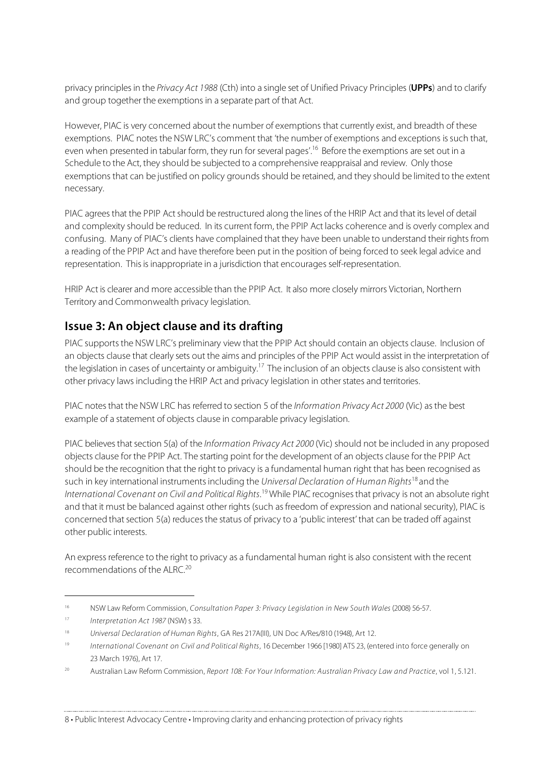privacy principles in the *Privacy Act 1988* (Cth) into a single set of Unified Privacy Principles (**UPPs**) and to clarify and group together the exemptions in a separate part of that Act.

However, PIAC is very concerned about the number of exemptions that currently exist, and breadth of these exemptions. PIAC notes the NSW LRC's comment that 'the number of exemptions and exceptions is such that, even when presented in tabular form, they run for several pages'.[16] Before the exemptions are set out in a Schedule to the Act, they should be subjected to a comprehensive reappraisal and review. Only those exemptions that can be justified on policy grounds should be retained, and they should be limited to the extent necessary.

PIAC agrees that the PPIP Act should be restructured along the lines of the HRIP Act and that its level of detail and complexity should be reduced. In its current form, the PPIP Act lacks coherence and is overly complex and confusing. Many of PIAC's clients have complained that they have been unable to understand their rights from a reading of the PPIP Act and have therefore been put in the position of being forced to seek legal advice and representation. This is inappropriate in a jurisdiction that encourages self-representation.

HRIP Act is clearer and more accessible than the PPIP Act. It also more closely mirrors Victorian, Northern Territory and Commonwealth privacy legislation.

## Issue 3: An object clause and its drafting

PIAC supports the NSW LRC's preliminary view that the PPIP Act should contain an objects clause. Inclusion of an objects clause that clearly sets out the aims and principles of the PPIP Act would assist in the interpretation of the legislation in cases of uncertainty or ambiguity.[17] The inclusion of an objects clause is also consistent with other privacy laws including the HRIP Act and privacy legislation in other states and territories.

PIAC notes that the NSW LRC has referred to section 5 of the *Information Privacy Act 2000* (Vic) as the best example of a statement of objects clause in comparable privacy legislation.

PIAC believes that section 5(a) of the *Information Privacy Act 2000* (Vic) should not be included in any proposed objects clause for the PPIP Act. The starting point for the development of an objects clause for the PPIP Act should be the recognition that the right to privacy is a fundamental human right that has been recognised as such in key international instruments including the *Universal Declaration of Human Rights*[18] and the *International Covenant on Civil and Political Rights*.[19] While PIAC recognises that privacy is not an absolute right and that it must be balanced against other rights (such as freedom of expression and national security), PIAC is concerned that section 5(a) reduces the status of privacy to a 'public interest' that can be traded off against other public interests.

An express reference to the right to privacy as a fundamental human right is also consistent with the recent recommendations of the ALRC.[20]

---

[16] NSW Law Reform Commission, *Consultation Paper 3: Privacy Legislation in New South Wales* (2008) 56-57.

[17] *Interpretation Act 1987* (NSW) s 33.

[18] *Universal Declaration of Human Rights*, GA Res 217A(III), UN Doc A/Res/810 (1948), Art 12.

[19] *International Covenant on Civil and Political Rights*, 16 December 1966 [1980] ATS 23, (entered into force generally on 23 March 1976), Art 17.

[20] Australian Law Reform Commission, *Report 108: For Your Information: Australian Privacy Law and Practice*, vol 1, 5.121.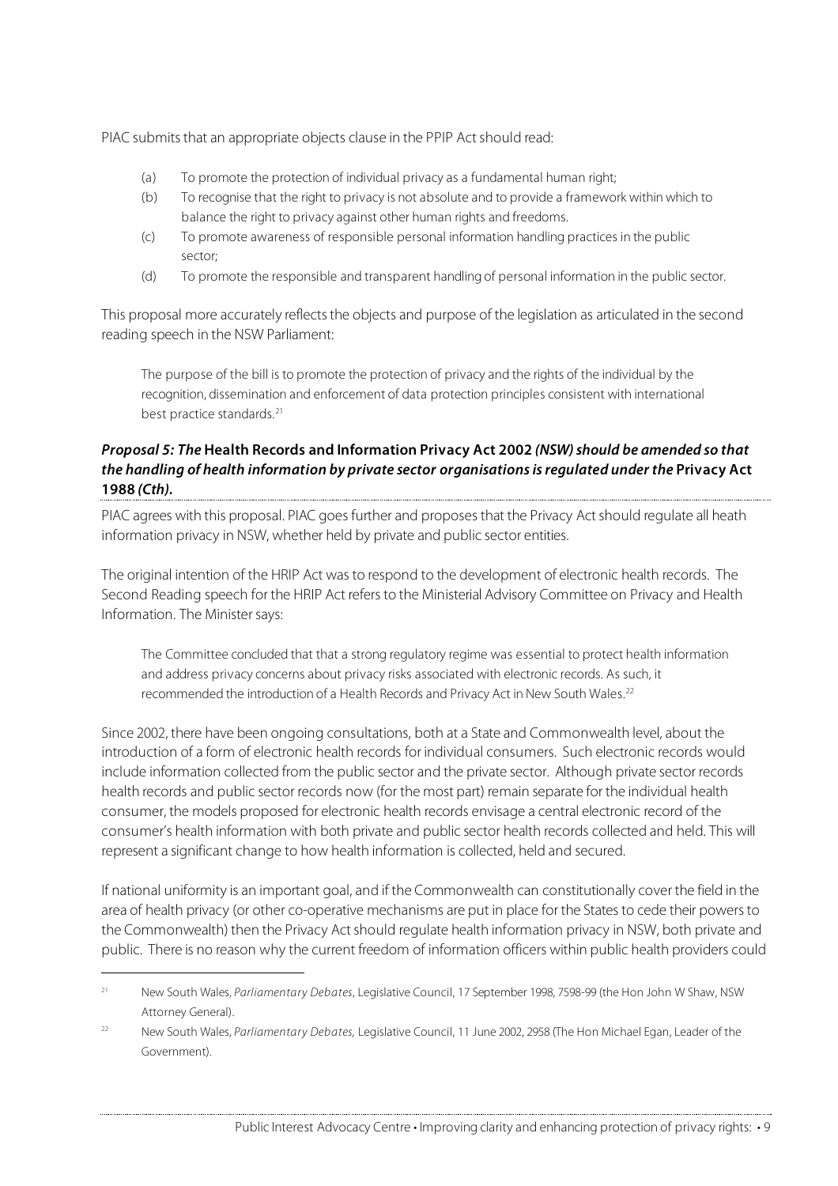PIAC submits that an appropriate objects clause in the PPIP Act should read:

(a) To promote the protection of individual privacy as a fundamental human right;

(b) To recognise that the right to privacy is not absolute and to provide a framework within which to balance the right to privacy against other human rights and freedoms.

(c) To promote awareness of responsible personal information handling practices in the public sector;

(d) To promote the responsible and transparent handling of personal information in the public sector.

This proposal more accurately reflects the objects and purpose of the legislation as articulated in the second reading speech in the NSW Parliament:

> The purpose of the bill is to promote the protection of privacy and the rights of the individual by the recognition, dissemination and enforcement of data protection principles consistent with international best practice standards.[21]

### *Proposal 5: The* **Health Records and Information Privacy Act 2002** *(NSW) should be amended so that the handling of health information by private sector organisations is regulated under the* **Privacy Act 1988** *(Cth).*

PIAC agrees with this proposal. PIAC goes further and proposes that the Privacy Act should regulate all heath information privacy in NSW, whether held by private and public sector entities.

The original intention of the HRIP Act was to respond to the development of electronic health records. The Second Reading speech for the HRIP Act refers to the Ministerial Advisory Committee on Privacy and Health Information. The Minister says:

> The Committee concluded that that a strong regulatory regime was essential to protect health information and address privacy concerns about privacy risks associated with electronic records. As such, it recommended the introduction of a Health Records and Privacy Act in New South Wales.[22]

Since 2002, there have been ongoing consultations, both at a State and Commonwealth level, about the introduction of a form of electronic health records for individual consumers. Such electronic records would include information collected from the public sector and the private sector. Although private sector records health records and public sector records now (for the most part) remain separate for the individual health consumer, the models proposed for electronic health records envisage a central electronic record of the consumer's health information with both private and public sector health records collected and held. This will represent a significant change to how health information is collected, held and secured.

If national uniformity is an important goal, and if the Commonwealth can constitutionally cover the field in the area of health privacy (or other co-operative mechanisms are put in place for the States to cede their powers to the Commonwealth) then the Privacy Act should regulate health information privacy in NSW, both private and public. There is no reason why the current freedom of information officers within public health providers could

---

[21] New South Wales, *Parliamentary Debates*, Legislative Council, 17 September 1998, 7598-99 (the Hon John W Shaw, NSW Attorney General).

[22] New South Wales, *Parliamentary Debates,* Legislative Council, 11 June 2002, 2958 (The Hon Michael Egan, Leader of the Government).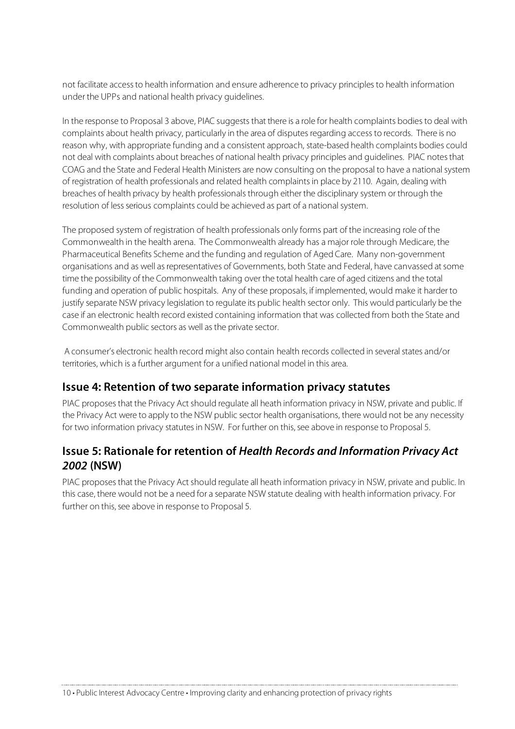not facilitate access to health information and ensure adherence to privacy principles to health information under the UPPs and national health privacy guidelines.

In the response to Proposal 3 above, PIAC suggests that there is a role for health complaints bodies to deal with complaints about health privacy, particularly in the area of disputes regarding access to records. There is no reason why, with appropriate funding and a consistent approach, state-based health complaints bodies could not deal with complaints about breaches of national health privacy principles and guidelines. PIAC notes that COAG and the State and Federal Health Ministers are now consulting on the proposal to have a national system of registration of health professionals and related health complaints in place by 2110. Again, dealing with breaches of health privacy by health professionals through either the disciplinary system or through the resolution of less serious complaints could be achieved as part of a national system.

The proposed system of registration of health professionals only forms part of the increasing role of the Commonwealth in the health arena. The Commonwealth already has a major role through Medicare, the Pharmaceutical Benefits Scheme and the funding and regulation of Aged Care. Many non-government organisations and as well as representatives of Governments, both State and Federal, have canvassed at some time the possibility of the Commonwealth taking over the total health care of aged citizens and the total funding and operation of public hospitals. Any of these proposals, if implemented, would make it harder to justify separate NSW privacy legislation to regulate its public health sector only. This would particularly be the case if an electronic health record existed containing information that was collected from both the State and Commonwealth public sectors as well as the private sector.

A consumer's electronic health record might also contain health records collected in several states and/or territories, which is a further argument for a unified national model in this area.

## Issue 4: Retention of two separate information privacy statutes

PIAC proposes that the Privacy Act should regulate all heath information privacy in NSW, private and public. If the Privacy Act were to apply to the NSW public sector health organisations, there would not be any necessity for two information privacy statutes in NSW. For further on this, see above in response to Proposal 5.

## Issue 5: Rationale for retention of *Health Records and Information Privacy Act 2002* (NSW)

PIAC proposes that the Privacy Act should regulate all heath information privacy in NSW, private and public. In this case, there would not be a need for a separate NSW statute dealing with health information privacy. For further on this, see above in response to Proposal 5.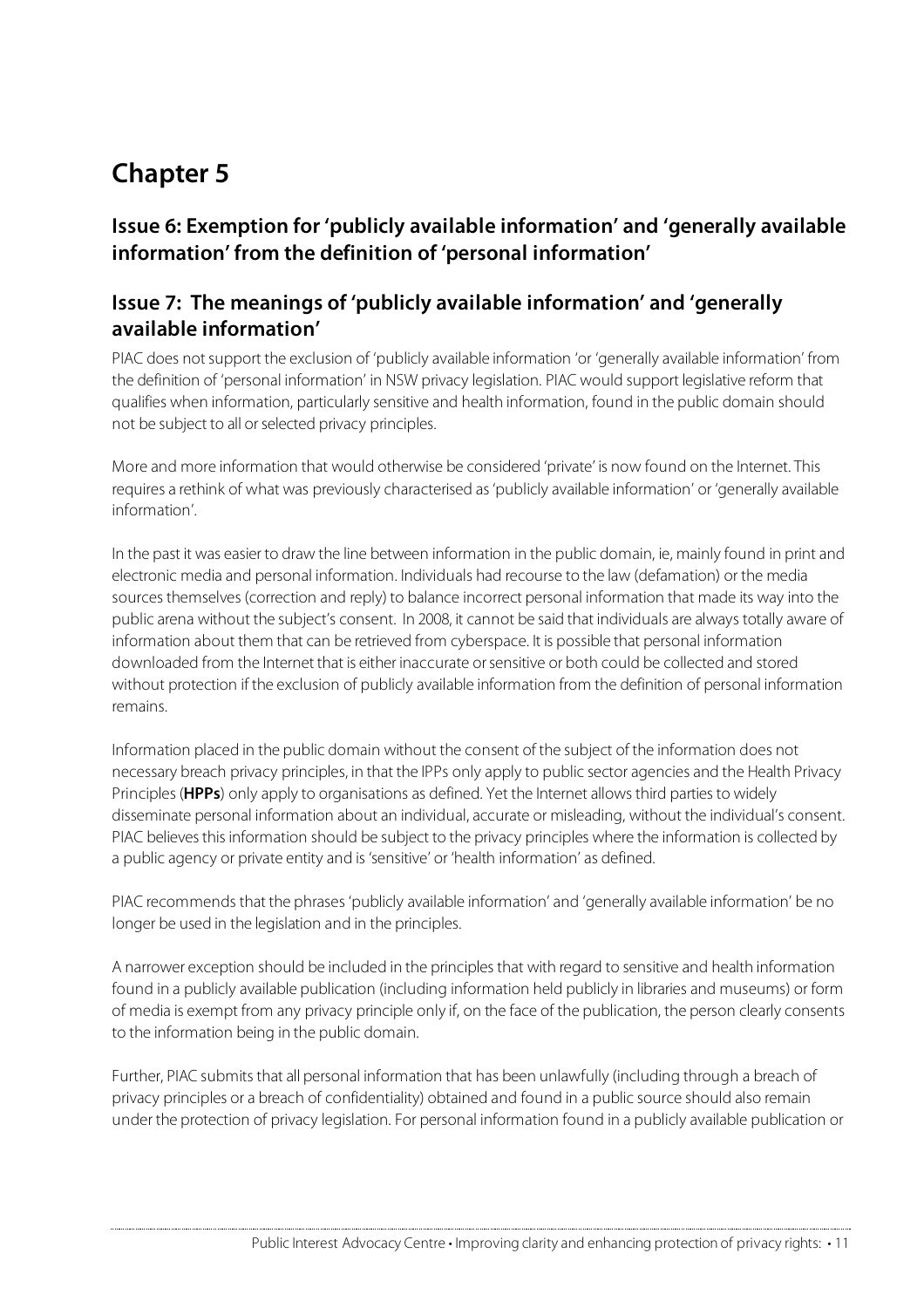# Chapter 5

## Issue 6: Exemption for 'publicly available information' and 'generally available information' from the definition of 'personal information'

## Issue 7: The meanings of 'publicly available information' and 'generally available information'

PIAC does not support the exclusion of 'publicly available information 'or 'generally available information' from the definition of 'personal information' in NSW privacy legislation. PIAC would support legislative reform that qualifies when information, particularly sensitive and health information, found in the public domain should not be subject to all or selected privacy principles.

More and more information that would otherwise be considered 'private' is now found on the Internet. This requires a rethink of what was previously characterised as 'publicly available information' or 'generally available information'.

In the past it was easier to draw the line between information in the public domain, ie, mainly found in print and electronic media and personal information. Individuals had recourse to the law (defamation) or the media sources themselves (correction and reply) to balance incorrect personal information that made its way into the public arena without the subject's consent. In 2008, it cannot be said that individuals are always totally aware of information about them that can be retrieved from cyberspace. It is possible that personal information downloaded from the Internet that is either inaccurate or sensitive or both could be collected and stored without protection if the exclusion of publicly available information from the definition of personal information remains.

Information placed in the public domain without the consent of the subject of the information does not necessary breach privacy principles, in that the IPPs only apply to public sector agencies and the Health Privacy Principles (**HPPs**) only apply to organisations as defined. Yet the Internet allows third parties to widely disseminate personal information about an individual, accurate or misleading, without the individual's consent. PIAC believes this information should be subject to the privacy principles where the information is collected by a public agency or private entity and is 'sensitive' or 'health information' as defined.

PIAC recommends that the phrases 'publicly available information' and 'generally available information' be no longer be used in the legislation and in the principles.

A narrower exception should be included in the principles that with regard to sensitive and health information found in a publicly available publication (including information held publicly in libraries and museums) or form of media is exempt from any privacy principle only if, on the face of the publication, the person clearly consents to the information being in the public domain.

Further, PIAC submits that all personal information that has been unlawfully (including through a breach of privacy principles or a breach of confidentiality) obtained and found in a public source should also remain under the protection of privacy legislation. For personal information found in a publicly available publication or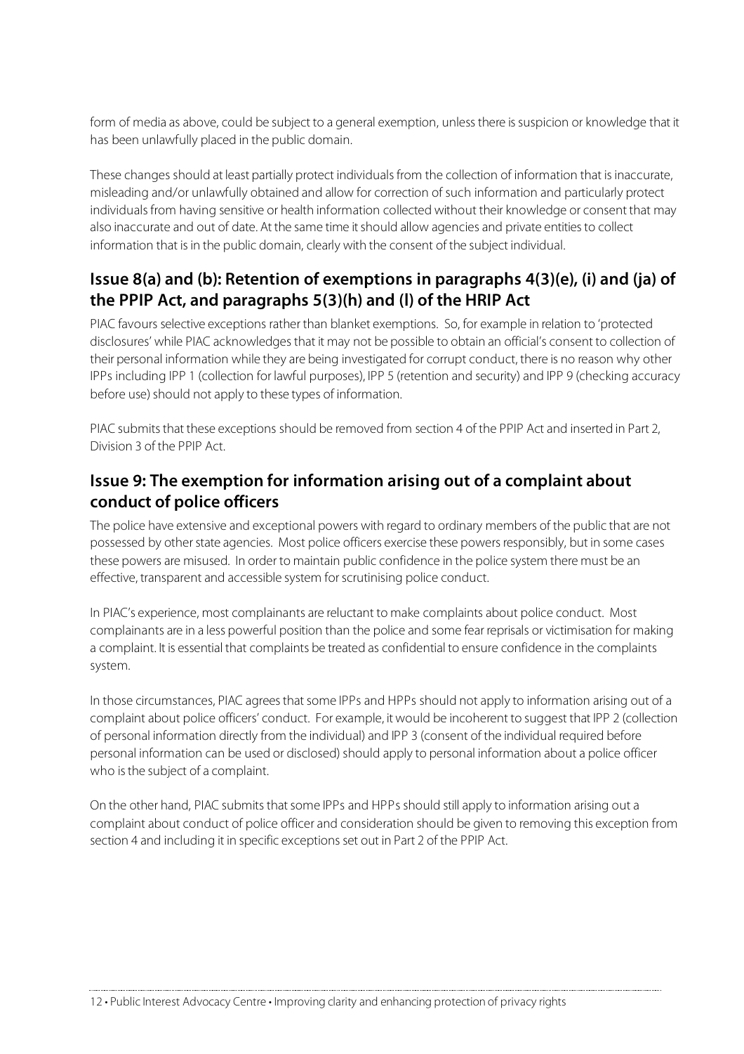form of media as above, could be subject to a general exemption, unless there is suspicion or knowledge that it has been unlawfully placed in the public domain.

These changes should at least partially protect individuals from the collection of information that is inaccurate, misleading and/or unlawfully obtained and allow for correction of such information and particularly protect individuals from having sensitive or health information collected without their knowledge or consent that may also inaccurate and out of date. At the same time it should allow agencies and private entities to collect information that is in the public domain, clearly with the consent of the subject individual.

## Issue 8(a) and (b): Retention of exemptions in paragraphs 4(3)(e), (i) and (ja) of the PPIP Act, and paragraphs 5(3)(h) and (l) of the HRIP Act

PIAC favours selective exceptions rather than blanket exemptions. So, for example in relation to 'protected disclosures' while PIAC acknowledges that it may not be possible to obtain an official's consent to collection of their personal information while they are being investigated for corrupt conduct, there is no reason why other IPPs including IPP 1 (collection for lawful purposes), IPP 5 (retention and security) and IPP 9 (checking accuracy before use) should not apply to these types of information.

PIAC submits that these exceptions should be removed from section 4 of the PPIP Act and inserted in Part 2, Division 3 of the PPIP Act.

## Issue 9: The exemption for information arising out of a complaint about conduct of police officers

The police have extensive and exceptional powers with regard to ordinary members of the public that are not possessed by other state agencies. Most police officers exercise these powers responsibly, but in some cases these powers are misused. In order to maintain public confidence in the police system there must be an effective, transparent and accessible system for scrutinising police conduct.

In PIAC's experience, most complainants are reluctant to make complaints about police conduct. Most complainants are in a less powerful position than the police and some fear reprisals or victimisation for making a complaint. It is essential that complaints be treated as confidential to ensure confidence in the complaints system.

In those circumstances, PIAC agrees that some IPPs and HPPs should not apply to information arising out of a complaint about police officers' conduct. For example, it would be incoherent to suggest that IPP 2 (collection of personal information directly from the individual) and IPP 3 (consent of the individual required before personal information can be used or disclosed) should apply to personal information about a police officer who is the subject of a complaint.

On the other hand, PIAC submits that some IPPs and HPPs should still apply to information arising out a complaint about conduct of police officer and consideration should be given to removing this exception from section 4 and including it in specific exceptions set out in Part 2 of the PPIP Act.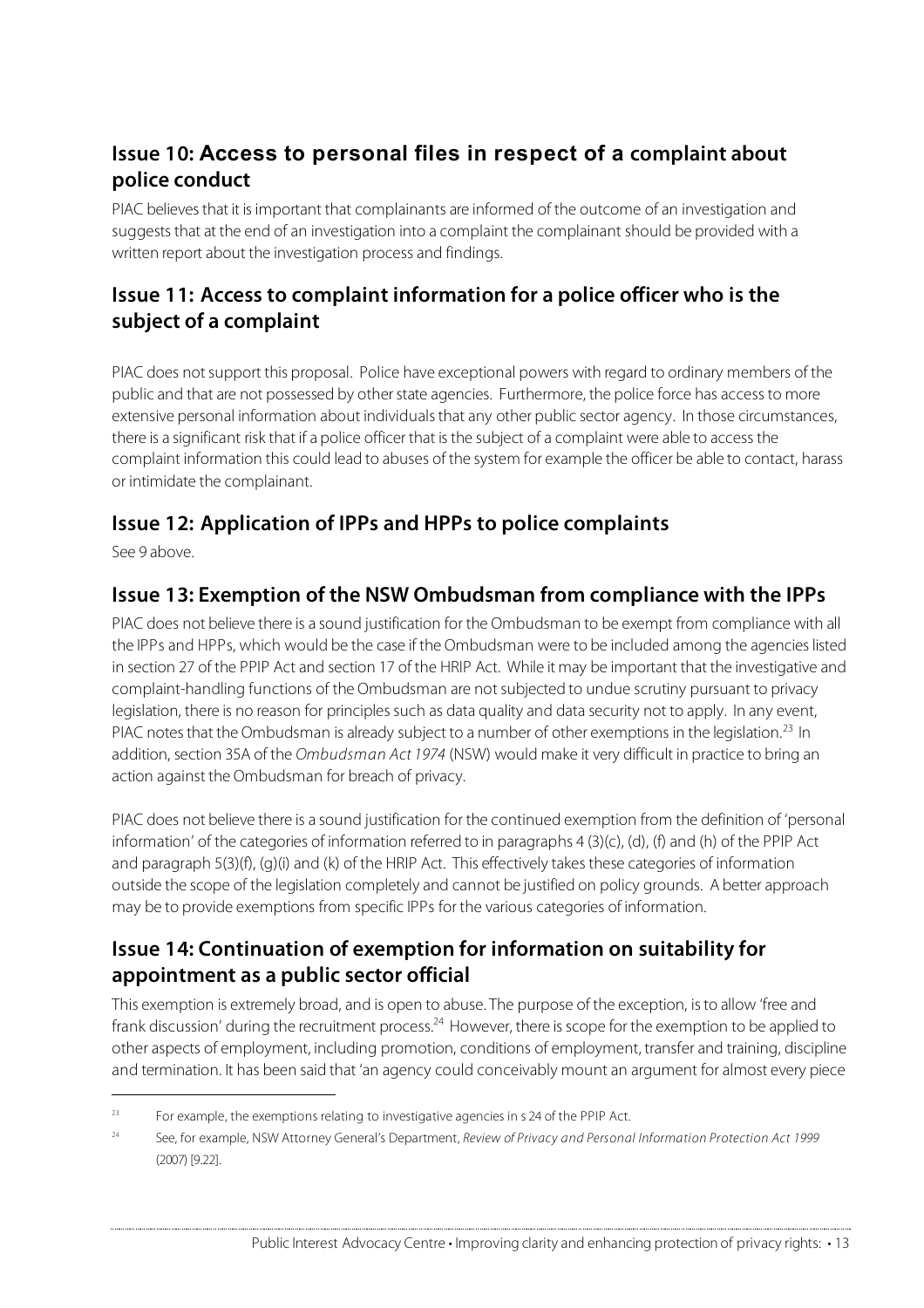## Issue 10: Access to personal files in respect of a complaint about police conduct

PIAC believes that it is important that complainants are informed of the outcome of an investigation and suggests that at the end of an investigation into a complaint the complainant should be provided with a written report about the investigation process and findings.

## Issue 11: Access to complaint information for a police officer who is the subject of a complaint

PIAC does not support this proposal. Police have exceptional powers with regard to ordinary members of the public and that are not possessed by other state agencies. Furthermore, the police force has access to more extensive personal information about individuals that any other public sector agency. In those circumstances, there is a significant risk that if a police officer that is the subject of a complaint were able to access the complaint information this could lead to abuses of the system for example the officer be able to contact, harass or intimidate the complainant.

## Issue 12: Application of IPPs and HPPs to police complaints

See 9 above.

## Issue 13: Exemption of the NSW Ombudsman from compliance with the IPPs

PIAC does not believe there is a sound justification for the Ombudsman to be exempt from compliance with all the IPPs and HPPs, which would be the case if the Ombudsman were to be included among the agencies listed in section 27 of the PPIP Act and section 17 of the HRIP Act. While it may be important that the investigative and complaint-handling functions of the Ombudsman are not subjected to undue scrutiny pursuant to privacy legislation, there is no reason for principles such as data quality and data security not to apply. In any event, PIAC notes that the Ombudsman is already subject to a number of other exemptions in the legislation.[23] In addition, section 35A of the *Ombudsman Act 1974* (NSW) would make it very difficult in practice to bring an action against the Ombudsman for breach of privacy.

PIAC does not believe there is a sound justification for the continued exemption from the definition of 'personal information' of the categories of information referred to in paragraphs 4 (3)(c), (d), (f) and (h) of the PPIP Act and paragraph 5(3)(f), (g)(i) and (k) of the HRIP Act. This effectively takes these categories of information outside the scope of the legislation completely and cannot be justified on policy grounds. A better approach may be to provide exemptions from specific IPPs for the various categories of information.

## Issue 14: Continuation of exemption for information on suitability for appointment as a public sector official

This exemption is extremely broad, and is open to abuse. The purpose of the exception, is to allow 'free and frank discussion' during the recruitment process.[24] However, there is scope for the exemption to be applied to other aspects of employment, including promotion, conditions of employment, transfer and training, discipline and termination. It has been said that 'an agency could conceivably mount an argument for almost every piece

---

[23] For example, the exemptions relating to investigative agencies in s 24 of the PPIP Act.

[24] See, for example, NSW Attorney General's Department, *Review of Privacy and Personal Information Protection Act 1999* (2007) [9.22].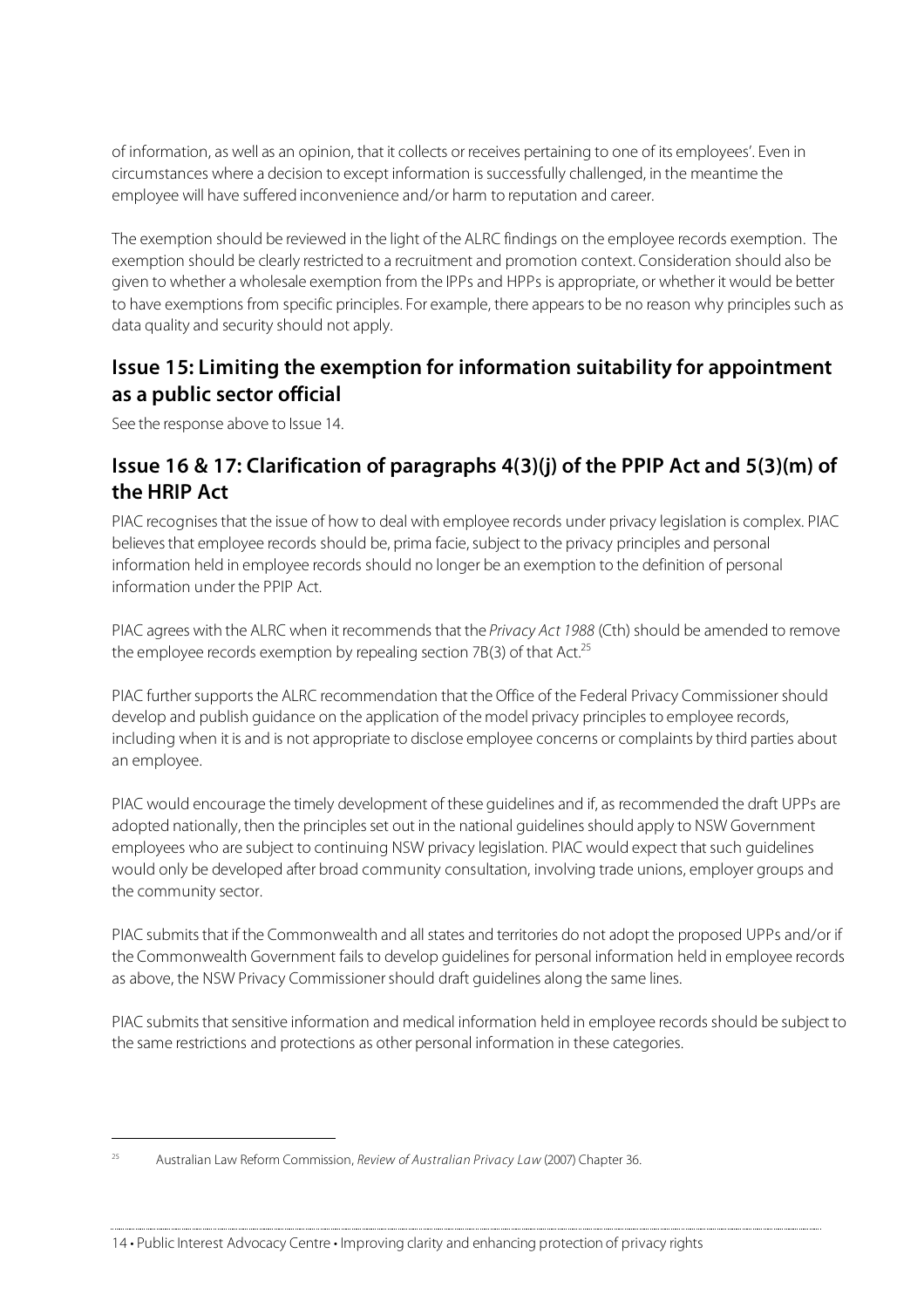of information, as well as an opinion, that it collects or receives pertaining to one of its employees'. Even in circumstances where a decision to except information is successfully challenged, in the meantime the employee will have suffered inconvenience and/or harm to reputation and career.

The exemption should be reviewed in the light of the ALRC findings on the employee records exemption. The exemption should be clearly restricted to a recruitment and promotion context. Consideration should also be given to whether a wholesale exemption from the IPPs and HPPs is appropriate, or whether it would be better to have exemptions from specific principles. For example, there appears to be no reason why principles such as data quality and security should not apply.

## Issue 15: Limiting the exemption for information suitability for appointment as a public sector official

See the response above to Issue 14.

## Issue 16 & 17: Clarification of paragraphs 4(3)(j) of the PPIP Act and 5(3)(m) of the HRIP Act

PIAC recognises that the issue of how to deal with employee records under privacy legislation is complex. PIAC believes that employee records should be, prima facie, subject to the privacy principles and personal information held in employee records should no longer be an exemption to the definition of personal information under the PPIP Act.

PIAC agrees with the ALRC when it recommends that the *Privacy Act 1988* (Cth) should be amended to remove the employee records exemption by repealing section 7B(3) of that Act.[25]

PIAC further supports the ALRC recommendation that the Office of the Federal Privacy Commissioner should develop and publish guidance on the application of the model privacy principles to employee records, including when it is and is not appropriate to disclose employee concerns or complaints by third parties about an employee.

PIAC would encourage the timely development of these guidelines and if, as recommended the draft UPPs are adopted nationally, then the principles set out in the national guidelines should apply to NSW Government employees who are subject to continuing NSW privacy legislation. PIAC would expect that such guidelines would only be developed after broad community consultation, involving trade unions, employer groups and the community sector.

PIAC submits that if the Commonwealth and all states and territories do not adopt the proposed UPPs and/or if the Commonwealth Government fails to develop guidelines for personal information held in employee records as above, the NSW Privacy Commissioner should draft guidelines along the same lines.

PIAC submits that sensitive information and medical information held in employee records should be subject to the same restrictions and protections as other personal information in these categories.

---

[25] Australian Law Reform Commission, *Review of Australian Privacy Law* (2007) Chapter 36.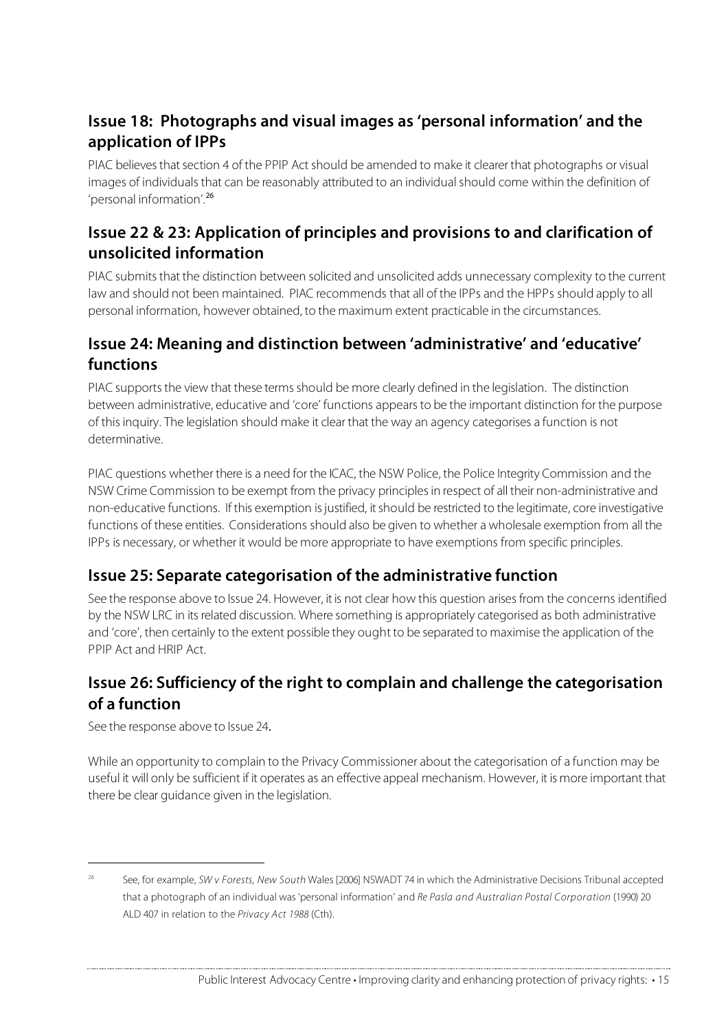## Issue 18: Photographs and visual images as 'personal information' and the application of IPPs

PIAC believes that section 4 of the PPIP Act should be amended to make it clearer that photographs or visual images of individuals that can be reasonably attributed to an individual should come within the definition of 'personal information'.[26]

## Issue 22 & 23: Application of principles and provisions to and clarification of unsolicited information

PIAC submits that the distinction between solicited and unsolicited adds unnecessary complexity to the current law and should not been maintained. PIAC recommends that all of the IPPs and the HPPs should apply to all personal information, however obtained, to the maximum extent practicable in the circumstances.

## Issue 24: Meaning and distinction between 'administrative' and 'educative' functions

PIAC supports the view that these terms should be more clearly defined in the legislation. The distinction between administrative, educative and 'core' functions appears to be the important distinction for the purpose of this inquiry. The legislation should make it clear that the way an agency categorises a function is not determinative.

PIAC questions whether there is a need for the ICAC, the NSW Police, the Police Integrity Commission and the NSW Crime Commission to be exempt from the privacy principles in respect of all their non-administrative and non-educative functions. If this exemption is justified, it should be restricted to the legitimate, core investigative functions of these entities. Considerations should also be given to whether a wholesale exemption from all the IPPs is necessary, or whether it would be more appropriate to have exemptions from specific principles.

## Issue 25: Separate categorisation of the administrative function

See the response above to Issue 24. However, it is not clear how this question arises from the concerns identified by the NSW LRC in its related discussion. Where something is appropriately categorised as both administrative and 'core', then certainly to the extent possible they ought to be separated to maximise the application of the PPIP Act and HRIP Act.

## Issue 26: Sufficiency of the right to complain and challenge the categorisation of a function

See the response above to Issue 24.

While an opportunity to complain to the Privacy Commissioner about the categorisation of a function may be useful it will only be sufficient if it operates as an effective appeal mechanism. However, it is more important that there be clear guidance given in the legislation.

---

[26] See, for example, *SW v Forests, New South* Wales [2006] NSWADT 74 in which the Administrative Decisions Tribunal accepted that a photograph of an individual was 'personal information' and *Re Pasla and Australian Postal Corporation* (1990) 20 ALD 407 in relation to the *Privacy Act 1988* (Cth).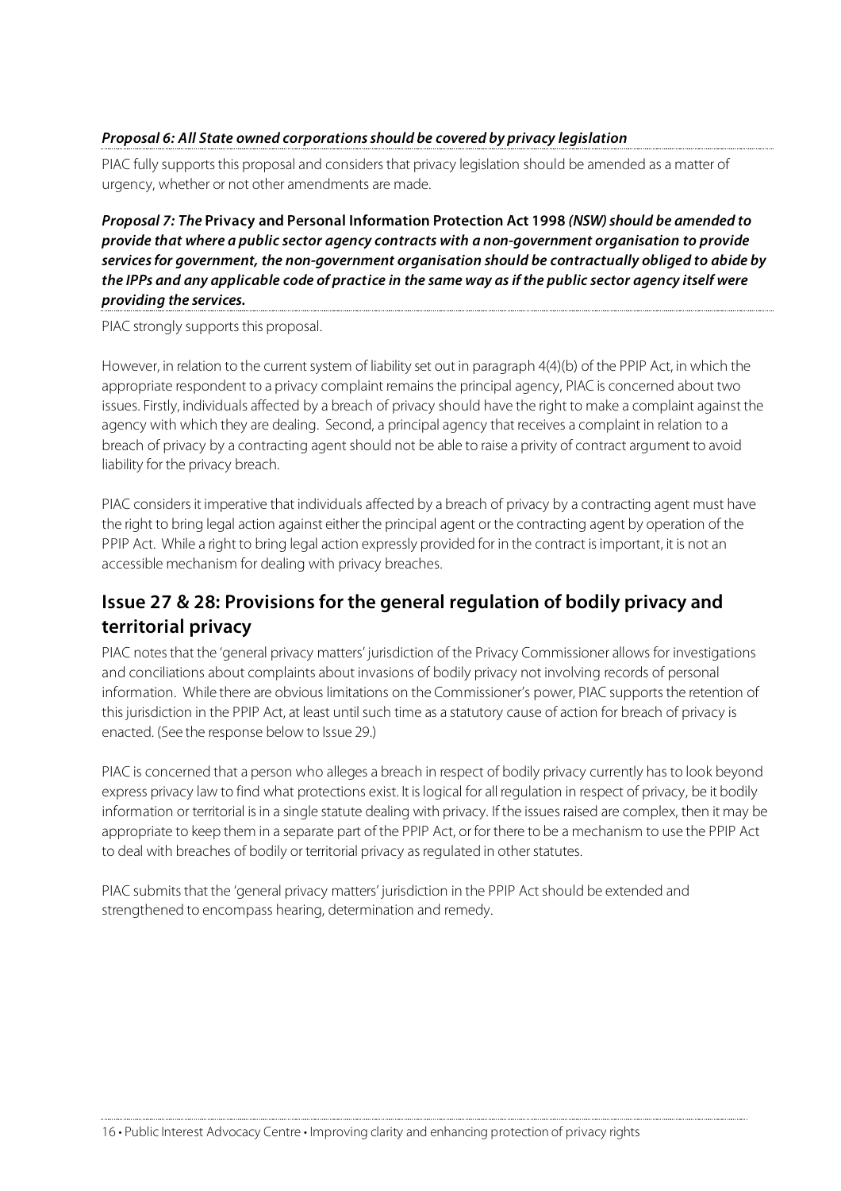***Proposal 6: All State owned corporations should be covered by privacy legislation***

PIAC fully supports this proposal and considers that privacy legislation should be amended as a matter of urgency, whether or not other amendments are made.

***Proposal 7: The* Privacy and Personal Information Protection Act 1998 *(NSW) should be amended to provide that where a public sector agency contracts with a non-government organisation to provide services for government, the non-government organisation should be contractually obliged to abide by the IPPs and any applicable code of practice in the same way as if the public sector agency itself were providing the services.***

PIAC strongly supports this proposal.

However, in relation to the current system of liability set out in paragraph 4(4)(b) of the PPIP Act, in which the appropriate respondent to a privacy complaint remains the principal agency, PIAC is concerned about two issues. Firstly, individuals affected by a breach of privacy should have the right to make a complaint against the agency with which they are dealing. Second, a principal agency that receives a complaint in relation to a breach of privacy by a contracting agent should not be able to raise a privity of contract argument to avoid liability for the privacy breach.

PIAC considers it imperative that individuals affected by a breach of privacy by a contracting agent must have the right to bring legal action against either the principal agent or the contracting agent by operation of the PPIP Act. While a right to bring legal action expressly provided for in the contract is important, it is not an accessible mechanism for dealing with privacy breaches.

## Issue 27 & 28: Provisions for the general regulation of bodily privacy and territorial privacy

PIAC notes that the 'general privacy matters' jurisdiction of the Privacy Commissioner allows for investigations and conciliations about complaints about invasions of bodily privacy not involving records of personal information. While there are obvious limitations on the Commissioner's power, PIAC supports the retention of this jurisdiction in the PPIP Act, at least until such time as a statutory cause of action for breach of privacy is enacted. (See the response below to Issue 29.)

PIAC is concerned that a person who alleges a breach in respect of bodily privacy currently has to look beyond express privacy law to find what protections exist. It is logical for all regulation in respect of privacy, be it bodily information or territorial is in a single statute dealing with privacy. If the issues raised are complex, then it may be appropriate to keep them in a separate part of the PPIP Act, or for there to be a mechanism to use the PPIP Act to deal with breaches of bodily or territorial privacy as regulated in other statutes.

PIAC submits that the 'general privacy matters' jurisdiction in the PPIP Act should be extended and strengthened to encompass hearing, determination and remedy.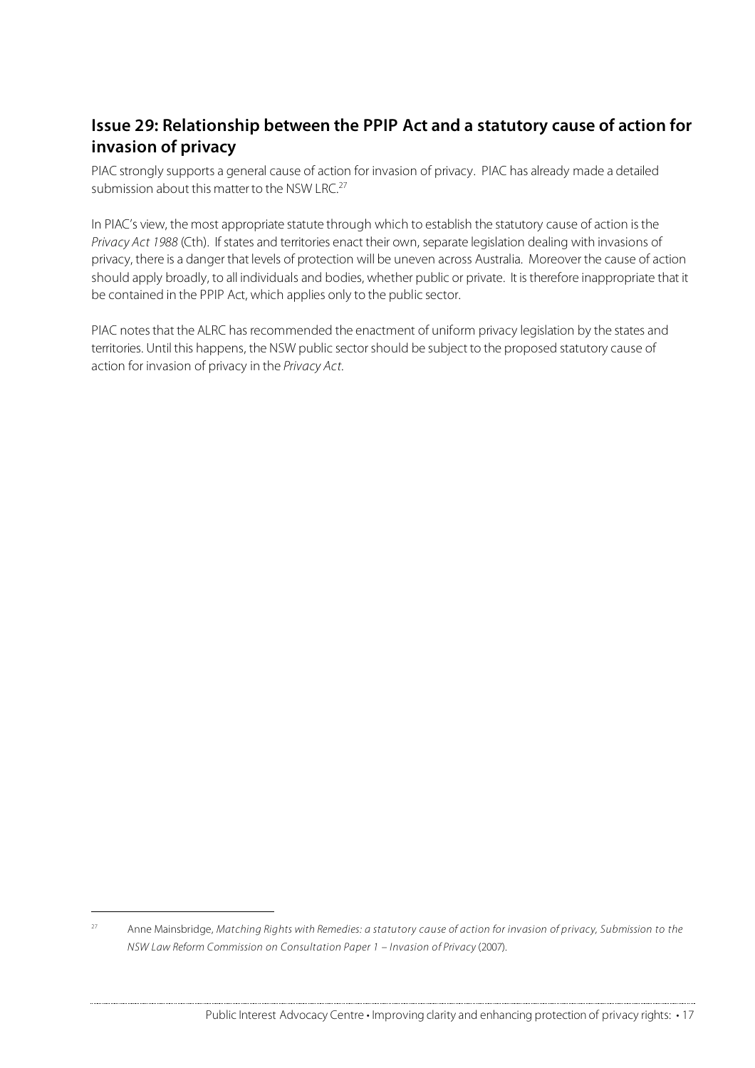## Issue 29: Relationship between the PPIP Act and a statutory cause of action for invasion of privacy

PIAC strongly supports a general cause of action for invasion of privacy. PIAC has already made a detailed submission about this matter to the NSW LRC.[27]

In PIAC's view, the most appropriate statute through which to establish the statutory cause of action is the *Privacy Act 1988* (Cth). If states and territories enact their own, separate legislation dealing with invasions of privacy, there is a danger that levels of protection will be uneven across Australia. Moreover the cause of action should apply broadly, to all individuals and bodies, whether public or private. It is therefore inappropriate that it be contained in the PPIP Act, which applies only to the public sector.

PIAC notes that the ALRC has recommended the enactment of uniform privacy legislation by the states and territories. Until this happens, the NSW public sector should be subject to the proposed statutory cause of action for invasion of privacy in the *Privacy Act*.

---

[27] Anne Mainsbridge, *Matching Rights with Remedies: a statutory cause of action for invasion of privacy, Submission to the NSW Law Reform Commission on Consultation Paper 1 – Invasion of Privacy* (2007).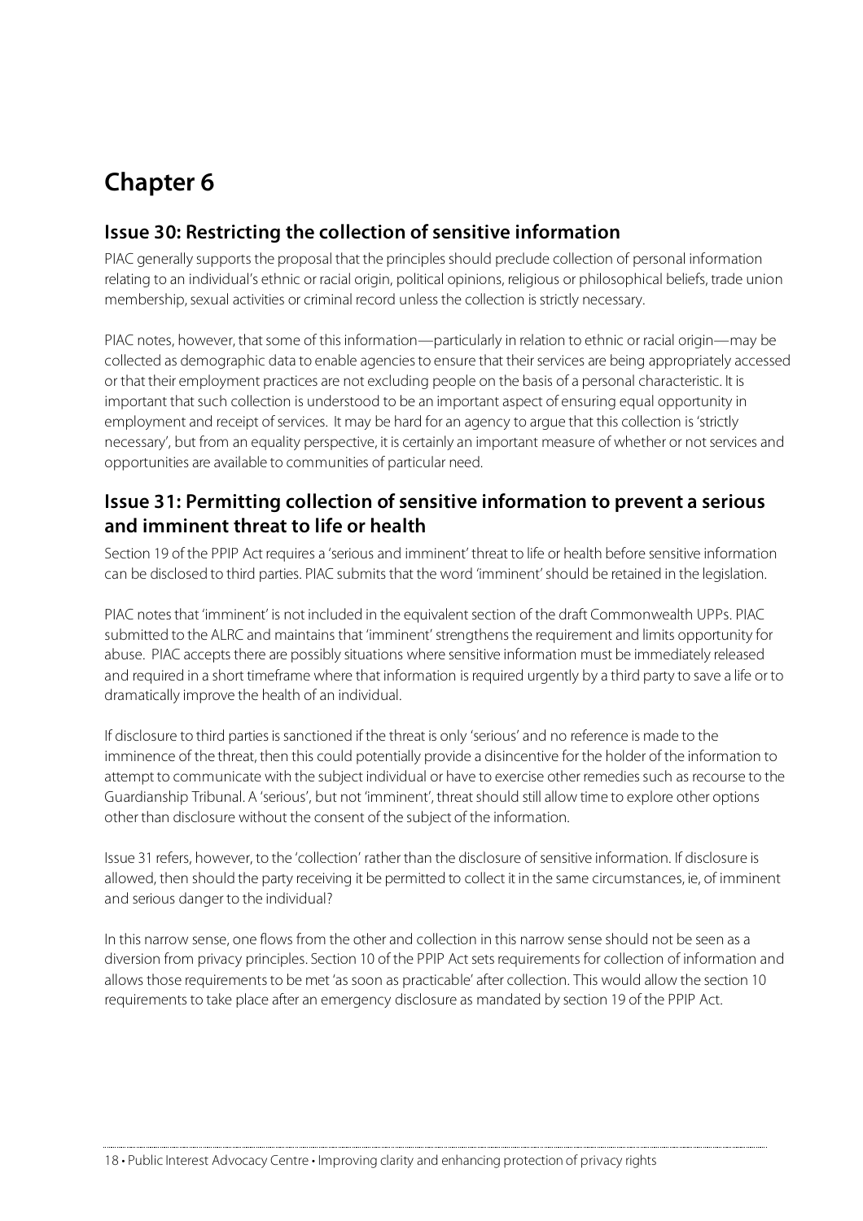# Chapter 6

## Issue 30: Restricting the collection of sensitive information

PIAC generally supports the proposal that the principles should preclude collection of personal information relating to an individual's ethnic or racial origin, political opinions, religious or philosophical beliefs, trade union membership, sexual activities or criminal record unless the collection is strictly necessary.

PIAC notes, however, that some of this information—particularly in relation to ethnic or racial origin—may be collected as demographic data to enable agencies to ensure that their services are being appropriately accessed or that their employment practices are not excluding people on the basis of a personal characteristic. It is important that such collection is understood to be an important aspect of ensuring equal opportunity in employment and receipt of services. It may be hard for an agency to argue that this collection is 'strictly necessary', but from an equality perspective, it is certainly an important measure of whether or not services and opportunities are available to communities of particular need.

## Issue 31: Permitting collection of sensitive information to prevent a serious and imminent threat to life or health

Section 19 of the PPIP Act requires a 'serious and imminent' threat to life or health before sensitive information can be disclosed to third parties. PIAC submits that the word 'imminent' should be retained in the legislation.

PIAC notes that 'imminent' is not included in the equivalent section of the draft Commonwealth UPPs. PIAC submitted to the ALRC and maintains that 'imminent' strengthens the requirement and limits opportunity for abuse. PIAC accepts there are possibly situations where sensitive information must be immediately released and required in a short timeframe where that information is required urgently by a third party to save a life or to dramatically improve the health of an individual.

If disclosure to third parties is sanctioned if the threat is only 'serious' and no reference is made to the imminence of the threat, then this could potentially provide a disincentive for the holder of the information to attempt to communicate with the subject individual or have to exercise other remedies such as recourse to the Guardianship Tribunal. A 'serious', but not 'imminent', threat should still allow time to explore other options other than disclosure without the consent of the subject of the information.

Issue 31 refers, however, to the 'collection' rather than the disclosure of sensitive information. If disclosure is allowed, then should the party receiving it be permitted to collect it in the same circumstances, ie, of imminent and serious danger to the individual?

In this narrow sense, one flows from the other and collection in this narrow sense should not be seen as a diversion from privacy principles. Section 10 of the PPIP Act sets requirements for collection of information and allows those requirements to be met 'as soon as practicable' after collection. This would allow the section 10 requirements to take place after an emergency disclosure as mandated by section 19 of the PPIP Act.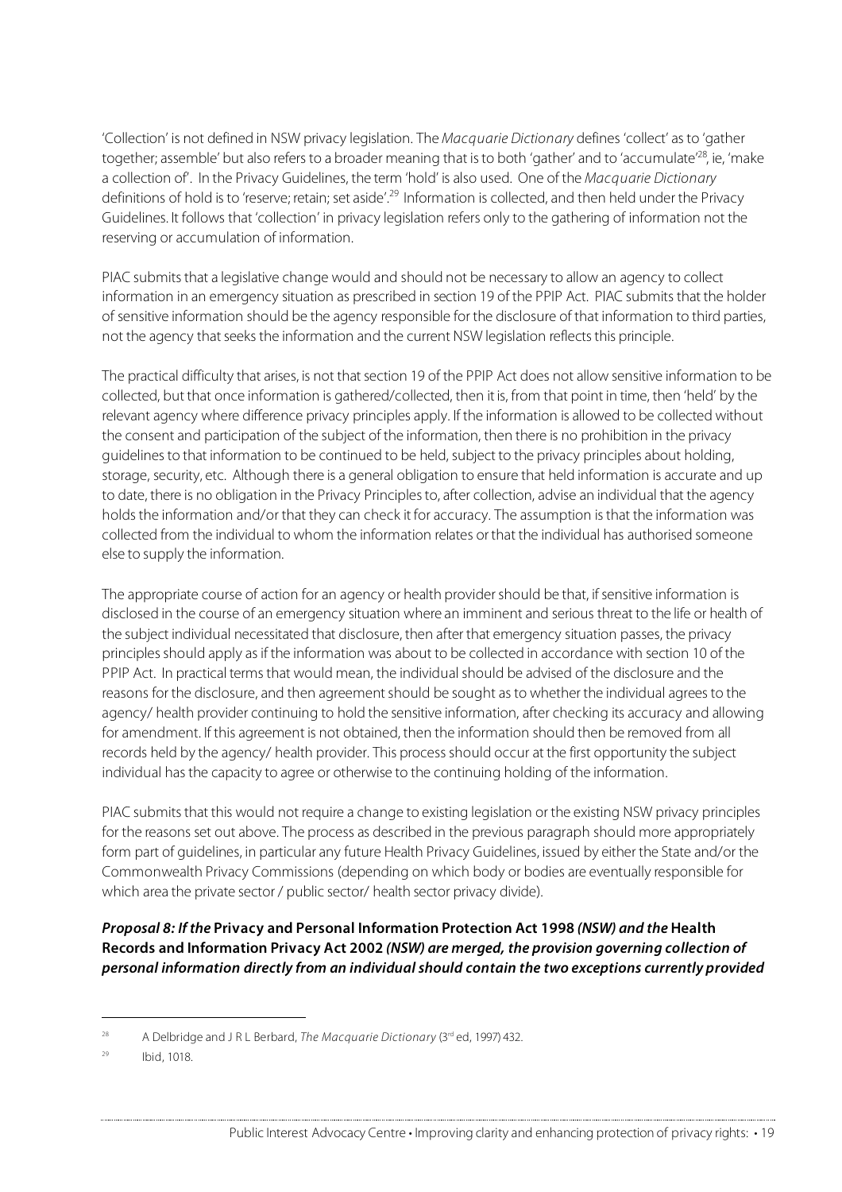'Collection' is not defined in NSW privacy legislation. The *Macquarie Dictionary* defines 'collect' as to 'gather together; assemble' but also refers to a broader meaning that is to both 'gather' and to 'accumulate'[28], ie, 'make a collection of'. In the Privacy Guidelines, the term 'hold' is also used. One of the *Macquarie Dictionary* definitions of hold is to 'reserve; retain; set aside'.[29] Information is collected, and then held under the Privacy Guidelines. It follows that 'collection' in privacy legislation refers only to the gathering of information not the reserving or accumulation of information.

PIAC submits that a legislative change would and should not be necessary to allow an agency to collect information in an emergency situation as prescribed in section 19 of the PPIP Act. PIAC submits that the holder of sensitive information should be the agency responsible for the disclosure of that information to third parties, not the agency that seeks the information and the current NSW legislation reflects this principle.

The practical difficulty that arises, is not that section 19 of the PPIP Act does not allow sensitive information to be collected, but that once information is gathered/collected, then it is, from that point in time, then 'held' by the relevant agency where difference privacy principles apply. If the information is allowed to be collected without the consent and participation of the subject of the information, then there is no prohibition in the privacy guidelines to that information to be continued to be held, subject to the privacy principles about holding, storage, security, etc. Although there is a general obligation to ensure that held information is accurate and up to date, there is no obligation in the Privacy Principles to, after collection, advise an individual that the agency holds the information and/or that they can check it for accuracy. The assumption is that the information was collected from the individual to whom the information relates or that the individual has authorised someone else to supply the information.

The appropriate course of action for an agency or health provider should be that, if sensitive information is disclosed in the course of an emergency situation where an imminent and serious threat to the life or health of the subject individual necessitated that disclosure, then after that emergency situation passes, the privacy principles should apply as if the information was about to be collected in accordance with section 10 of the PPIP Act. In practical terms that would mean, the individual should be advised of the disclosure and the reasons for the disclosure, and then agreement should be sought as to whether the individual agrees to the agency/ health provider continuing to hold the sensitive information, after checking its accuracy and allowing for amendment. If this agreement is not obtained, then the information should then be removed from all records held by the agency/ health provider. This process should occur at the first opportunity the subject individual has the capacity to agree or otherwise to the continuing holding of the information.

PIAC submits that this would not require a change to existing legislation or the existing NSW privacy principles for the reasons set out above. The process as described in the previous paragraph should more appropriately form part of guidelines, in particular any future Health Privacy Guidelines, issued by either the State and/or the Commonwealth Privacy Commissions (depending on which body or bodies are eventually responsible for which area the private sector / public sector/ health sector privacy divide).

***Proposal 8: If the* Privacy and Personal Information Protection Act 1998 *(NSW) and the* Health Records and Information Privacy Act 2002 *(NSW) are merged, the provision governing collection of personal information directly from an individual should contain the two exceptions currently provided***

[28] A Delbridge and J R L Berbard, *The Macquarie Dictionary* (3rd ed, 1997) 432.

[29] Ibid, 1018.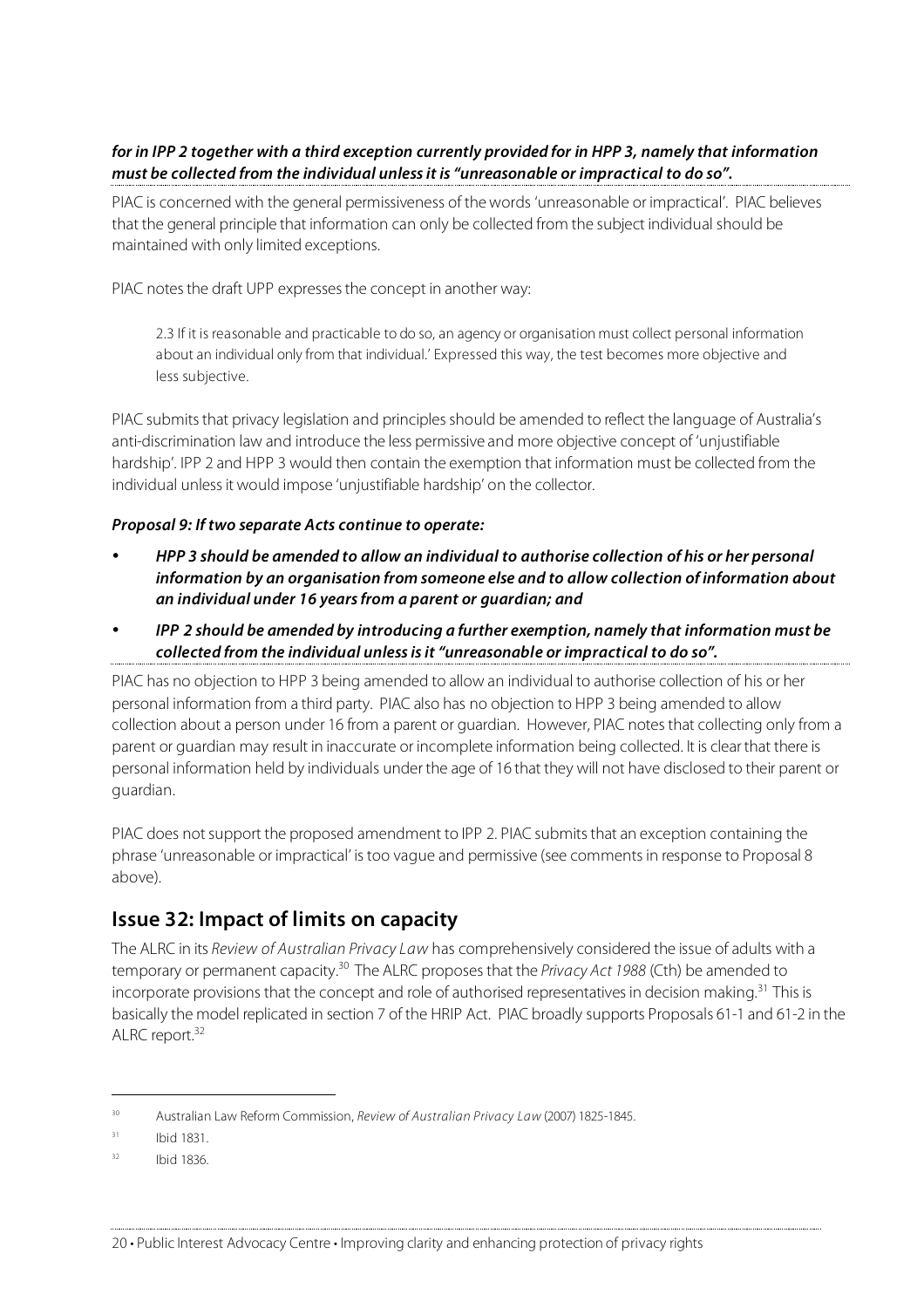***for in IPP 2 together with a third exception currently provided for in HPP 3, namely that information must be collected from the individual unless it is "unreasonable or impractical to do so".***

PIAC is concerned with the general permissiveness of the words 'unreasonable or impractical'. PIAC believes that the general principle that information can only be collected from the subject individual should be maintained with only limited exceptions.

PIAC notes the draft UPP expresses the concept in another way:

> 2.3 If it is reasonable and practicable to do so, an agency or organisation must collect personal information about an individual only from that individual.' Expressed this way, the test becomes more objective and less subjective.

PIAC submits that privacy legislation and principles should be amended to reflect the language of Australia's anti-discrimination law and introduce the less permissive and more objective concept of 'unjustifiable hardship'. IPP 2 and HPP 3 would then contain the exemption that information must be collected from the individual unless it would impose 'unjustifiable hardship' on the collector.

***Proposal 9: If two separate Acts continue to operate:***

- ***HPP 3 should be amended to allow an individual to authorise collection of his or her personal information by an organisation from someone else and to allow collection of information about an individual under 16 years from a parent or guardian; and***
- ***IPP 2 should be amended by introducing a further exemption, namely that information must be collected from the individual unless is it "unreasonable or impractical to do so".***

PIAC has no objection to HPP 3 being amended to allow an individual to authorise collection of his or her personal information from a third party. PIAC also has no objection to HPP 3 being amended to allow collection about a person under 16 from a parent or guardian. However, PIAC notes that collecting only from a parent or guardian may result in inaccurate or incomplete information being collected. It is clear that there is personal information held by individuals under the age of 16 that they will not have disclosed to their parent or guardian.

PIAC does not support the proposed amendment to IPP 2. PIAC submits that an exception containing the phrase 'unreasonable or impractical' is too vague and permissive (see comments in response to Proposal 8 above).

## Issue 32: Impact of limits on capacity

The ALRC in its *Review of Australian Privacy Law* has comprehensively considered the issue of adults with a temporary or permanent capacity.[30] The ALRC proposes that the *Privacy Act 1988* (Cth) be amended to incorporate provisions that the concept and role of authorised representatives in decision making.[31] This is basically the model replicated in section 7 of the HRIP Act. PIAC broadly supports Proposals 61-1 and 61-2 in the ALRC report.[32]

---

[30] Australian Law Reform Commission, *Review of Australian Privacy Law* (2007) 1825-1845.

[31] Ibid 1831.

[32] Ibid 1836.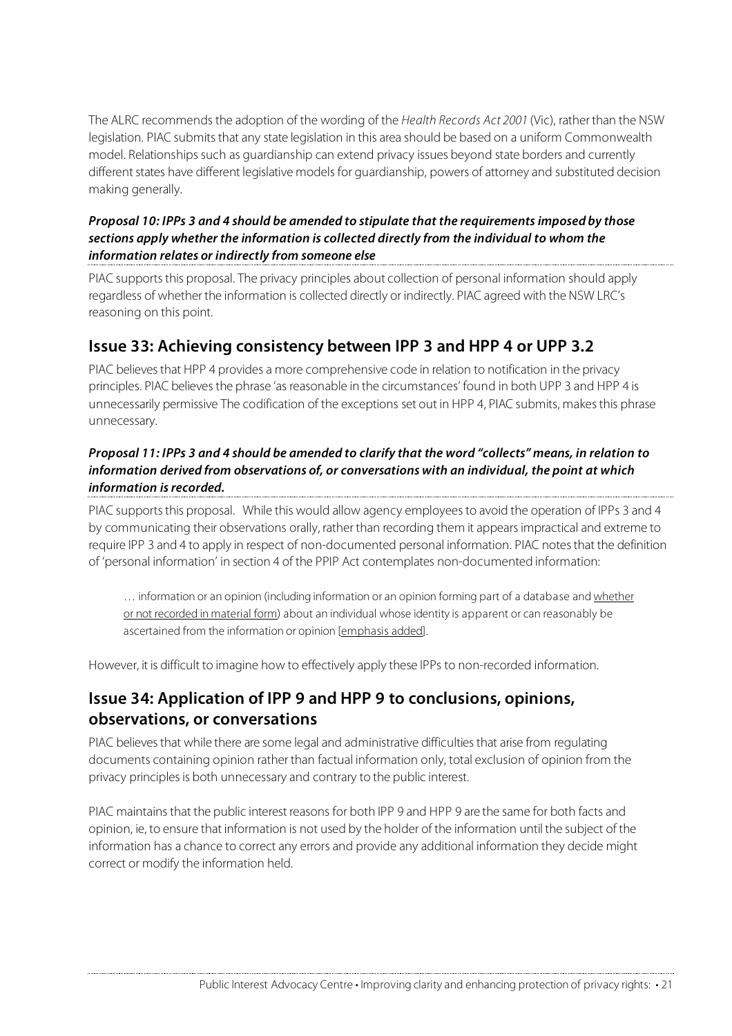The ALRC recommends the adoption of the wording of the *Health Records Act 2001* (Vic), rather than the NSW legislation. PIAC submits that any state legislation in this area should be based on a uniform Commonwealth model. Relationships such as guardianship can extend privacy issues beyond state borders and currently different states have different legislative models for guardianship, powers of attorney and substituted decision making generally.

***Proposal 10: IPPs 3 and 4 should be amended to stipulate that the requirements imposed by those sections apply whether the information is collected directly from the individual to whom the information relates or indirectly from someone else***

PIAC supports this proposal. The privacy principles about collection of personal information should apply regardless of whether the information is collected directly or indirectly. PIAC agreed with the NSW LRC's reasoning on this point.

## Issue 33: Achieving consistency between IPP 3 and HPP 4 or UPP 3.2

PIAC believes that HPP 4 provides a more comprehensive code in relation to notification in the privacy principles. PIAC believes the phrase 'as reasonable in the circumstances' found in both UPP 3 and HPP 4 is unnecessarily permissive The codification of the exceptions set out in HPP 4, PIAC submits, makes this phrase unnecessary.

***Proposal 11: IPPs 3 and 4 should be amended to clarify that the word "collects" means, in relation to information derived from observations of, or conversations with an individual, the point at which information is recorded.***

PIAC supports this proposal. While this would allow agency employees to avoid the operation of IPPs 3 and 4 by communicating their observations orally, rather than recording them it appears impractical and extreme to require IPP 3 and 4 to apply in respect of non-documented personal information. PIAC notes that the definition of 'personal information' in section 4 of the PPIP Act contemplates non-documented information:

> … information or an opinion (including information or an opinion forming part of a database and whether or not recorded in material form) about an individual whose identity is apparent or can reasonably be ascertained from the information or opinion [emphasis added].

However, it is difficult to imagine how to effectively apply these IPPs to non-recorded information.

## Issue 34: Application of IPP 9 and HPP 9 to conclusions, opinions, observations, or conversations

PIAC believes that while there are some legal and administrative difficulties that arise from regulating documents containing opinion rather than factual information only, total exclusion of opinion from the privacy principles is both unnecessary and contrary to the public interest.

PIAC maintains that the public interest reasons for both IPP 9 and HPP 9 are the same for both facts and opinion, ie, to ensure that information is not used by the holder of the information until the subject of the information has a chance to correct any errors and provide any additional information they decide might correct or modify the information held.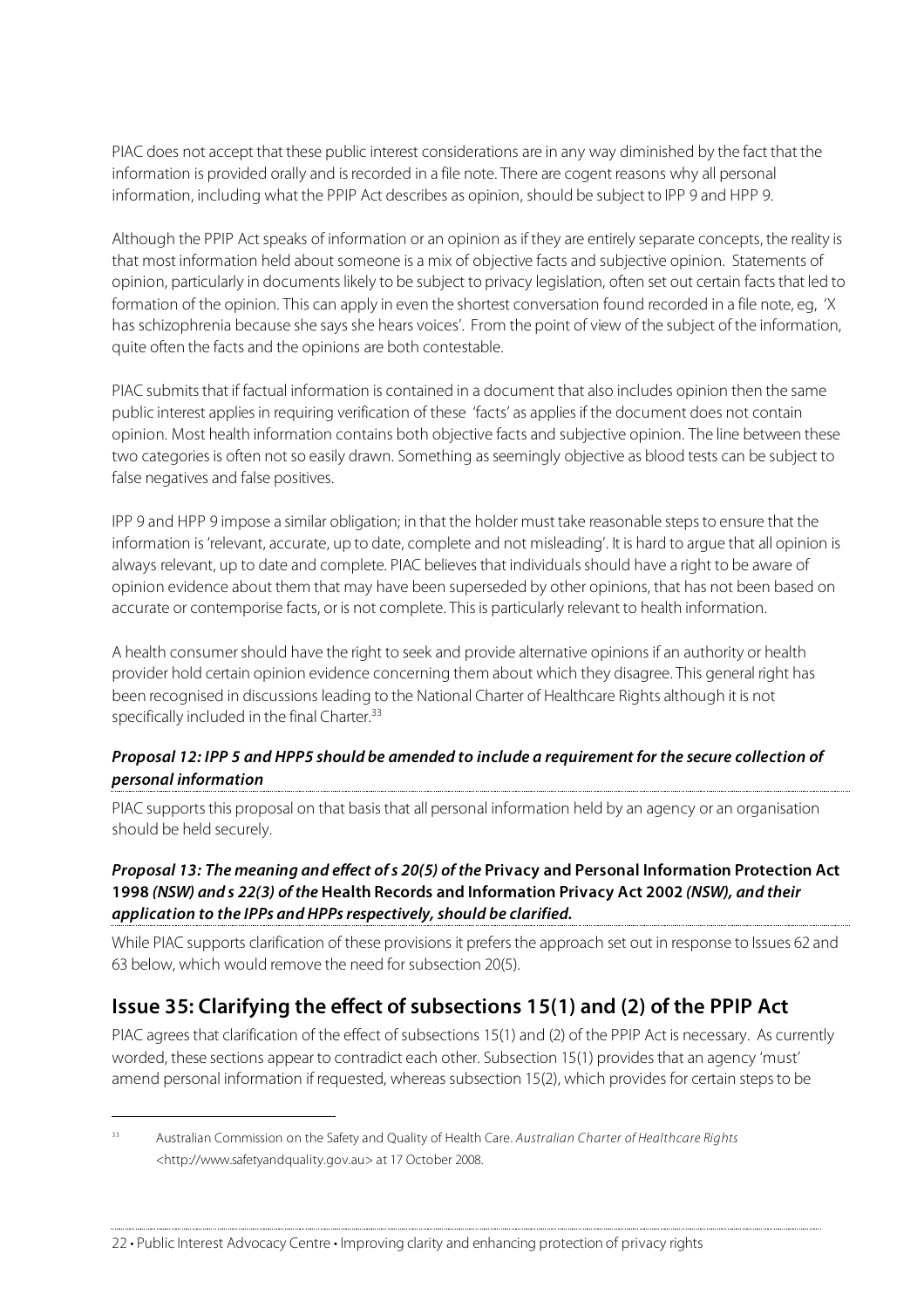PIAC does not accept that these public interest considerations are in any way diminished by the fact that the information is provided orally and is recorded in a file note. There are cogent reasons why all personal information, including what the PPIP Act describes as opinion, should be subject to IPP 9 and HPP 9.

Although the PPIP Act speaks of information or an opinion as if they are entirely separate concepts, the reality is that most information held about someone is a mix of objective facts and subjective opinion. Statements of opinion, particularly in documents likely to be subject to privacy legislation, often set out certain facts that led to formation of the opinion. This can apply in even the shortest conversation found recorded in a file note, eg, 'X has schizophrenia because she says she hears voices'. From the point of view of the subject of the information, quite often the facts and the opinions are both contestable.

PIAC submits that if factual information is contained in a document that also includes opinion then the same public interest applies in requiring verification of these 'facts' as applies if the document does not contain opinion. Most health information contains both objective facts and subjective opinion. The line between these two categories is often not so easily drawn. Something as seemingly objective as blood tests can be subject to false negatives and false positives.

IPP 9 and HPP 9 impose a similar obligation; in that the holder must take reasonable steps to ensure that the information is 'relevant, accurate, up to date, complete and not misleading'. It is hard to argue that all opinion is always relevant, up to date and complete. PIAC believes that individuals should have a right to be aware of opinion evidence about them that may have been superseded by other opinions, that has not been based on accurate or contemporise facts, or is not complete. This is particularly relevant to health information.

A health consumer should have the right to seek and provide alternative opinions if an authority or health provider hold certain opinion evidence concerning them about which they disagree. This general right has been recognised in discussions leading to the National Charter of Healthcare Rights although it is not specifically included in the final Charter.[33]

#### *Proposal 12: IPP 5 and HPP5 should be amended to include a requirement for the secure collection of personal information*

PIAC supports this proposal on that basis that all personal information held by an agency or an organisation should be held securely.

#### *Proposal 13: The meaning and effect of s 20(5) of the* **Privacy and Personal Information Protection Act 1998** *(NSW) and s 22(3) of the* **Health Records and Information Privacy Act 2002** *(NSW), and their application to the IPPs and HPPs respectively, should be clarified.*

While PIAC supports clarification of these provisions it prefers the approach set out in response to Issues 62 and 63 below, which would remove the need for subsection 20(5).

## Issue 35: Clarifying the effect of subsections 15(1) and (2) of the PPIP Act

PIAC agrees that clarification of the effect of subsections 15(1) and (2) of the PPIP Act is necessary. As currently worded, these sections appear to contradict each other. Subsection 15(1) provides that an agency 'must' amend personal information if requested, whereas subsection 15(2), which provides for certain steps to be

---

[33] Australian Commission on the Safety and Quality of Health Care. *Australian Charter of Healthcare Rights* <http://www.safetyandquality.gov.au> at 17 October 2008.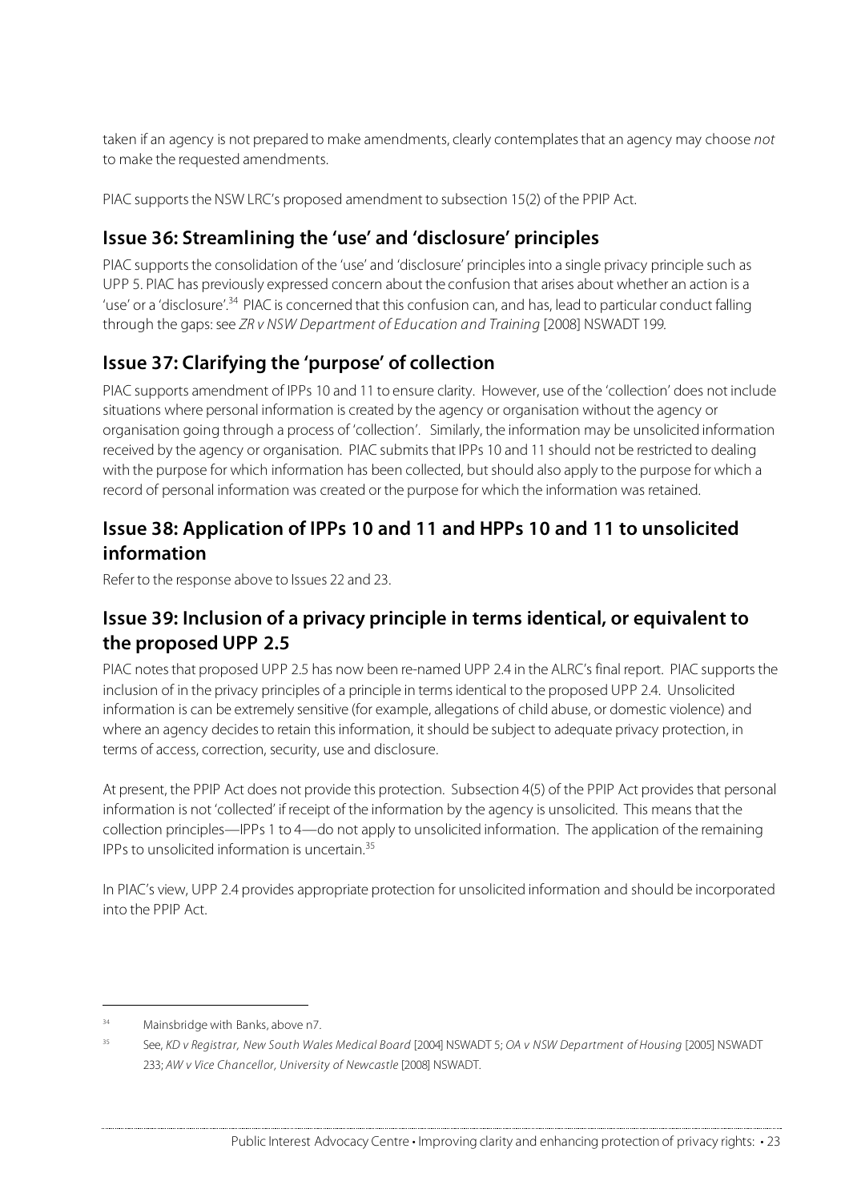taken if an agency is not prepared to make amendments, clearly contemplates that an agency may choose *not* to make the requested amendments.

PIAC supports the NSW LRC's proposed amendment to subsection 15(2) of the PPIP Act.

## Issue 36: Streamlining the 'use' and 'disclosure' principles

PIAC supports the consolidation of the 'use' and 'disclosure' principles into a single privacy principle such as UPP 5. PIAC has previously expressed concern about the confusion that arises about whether an action is a 'use' or a 'disclosure'.[34] PIAC is concerned that this confusion can, and has, lead to particular conduct falling through the gaps: see *ZR v NSW Department of Education and Training* [2008] NSWADT 199.

## Issue 37: Clarifying the 'purpose' of collection

PIAC supports amendment of IPPs 10 and 11 to ensure clarity. However, use of the 'collection' does not include situations where personal information is created by the agency or organisation without the agency or organisation going through a process of 'collection'. Similarly, the information may be unsolicited information received by the agency or organisation. PIAC submits that IPPs 10 and 11 should not be restricted to dealing with the purpose for which information has been collected, but should also apply to the purpose for which a record of personal information was created or the purpose for which the information was retained.

## Issue 38: Application of IPPs 10 and 11 and HPPs 10 and 11 to unsolicited information

Refer to the response above to Issues 22 and 23.

## Issue 39: Inclusion of a privacy principle in terms identical, or equivalent to the proposed UPP 2.5

PIAC notes that proposed UPP 2.5 has now been re-named UPP 2.4 in the ALRC's final report. PIAC supports the inclusion of in the privacy principles of a principle in terms identical to the proposed UPP 2.4. Unsolicited information is can be extremely sensitive (for example, allegations of child abuse, or domestic violence) and where an agency decides to retain this information, it should be subject to adequate privacy protection, in terms of access, correction, security, use and disclosure.

At present, the PPIP Act does not provide this protection. Subsection 4(5) of the PPIP Act provides that personal information is not 'collected' if receipt of the information by the agency is unsolicited. This means that the collection principles—IPPs 1 to 4—do not apply to unsolicited information. The application of the remaining IPPs to unsolicited information is uncertain.[35]

In PIAC's view, UPP 2.4 provides appropriate protection for unsolicited information and should be incorporated into the PPIP Act.

---

[34] Mainsbridge with Banks, above n7.

[35] See, *KD v Registrar, New South Wales Medical Board* [2004] NSWADT 5; *OA v NSW Department of Housing* [2005] NSWADT 233; *AW v Vice Chancellor, University of Newcastle* [2008] NSWADT.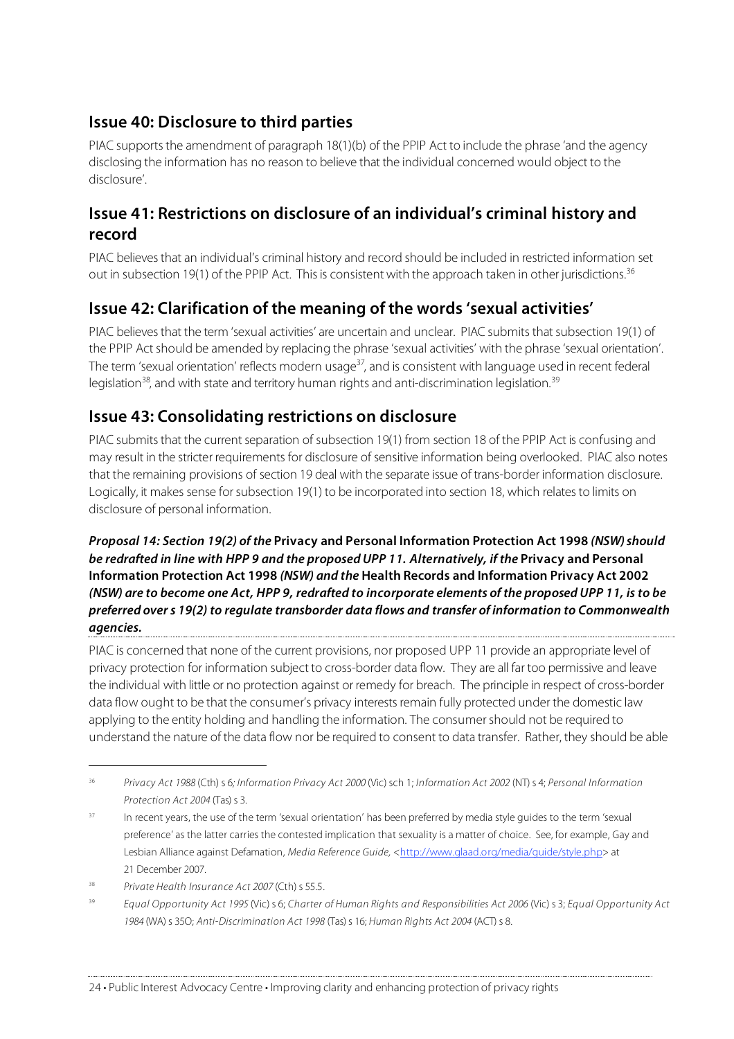## Issue 40: Disclosure to third parties

PIAC supports the amendment of paragraph 18(1)(b) of the PPIP Act to include the phrase 'and the agency disclosing the information has no reason to believe that the individual concerned would object to the disclosure'.

## Issue 41: Restrictions on disclosure of an individual's criminal history and record

PIAC believes that an individual's criminal history and record should be included in restricted information set out in subsection 19(1) of the PPIP Act. This is consistent with the approach taken in other jurisdictions.[36]

## Issue 42: Clarification of the meaning of the words 'sexual activities'

PIAC believes that the term 'sexual activities' are uncertain and unclear. PIAC submits that subsection 19(1) of the PPIP Act should be amended by replacing the phrase 'sexual activities' with the phrase 'sexual orientation'. The term 'sexual orientation' reflects modern usage[37], and is consistent with language used in recent federal legislation[38], and with state and territory human rights and anti-discrimination legislation.[39]

## Issue 43: Consolidating restrictions on disclosure

PIAC submits that the current separation of subsection 19(1) from section 18 of the PPIP Act is confusing and may result in the stricter requirements for disclosure of sensitive information being overlooked. PIAC also notes that the remaining provisions of section 19 deal with the separate issue of trans-border information disclosure. Logically, it makes sense for subsection 19(1) to be incorporated into section 18, which relates to limits on disclosure of personal information.

***Proposal 14: Section 19(2) of the* Privacy and Personal Information Protection Act 1998 *(NSW) should be redrafted in line with HPP 9 and the proposed UPP 11. Alternatively, if the* Privacy and Personal Information Protection Act 1998 *(NSW) and the* Health Records and Information Privacy Act 2002 *(NSW) are to become one Act, HPP 9, redrafted to incorporate elements of the proposed UPP 11, is to be preferred over s 19(2) to regulate transborder data flows and transfer of information to Commonwealth agencies.***

PIAC is concerned that none of the current provisions, nor proposed UPP 11 provide an appropriate level of privacy protection for information subject to cross-border data flow. They are all far too permissive and leave the individual with little or no protection against or remedy for breach. The principle in respect of cross-border data flow ought to be that the consumer's privacy interests remain fully protected under the domestic law applying to the entity holding and handling the information. The consumer should not be required to understand the nature of the data flow nor be required to consent to data transfer. Rather, they should be able

---

[36] *Privacy Act 1988* (Cth) s 6; *Information Privacy Act 2000* (Vic) sch 1; *Information Act 2002* (NT) s 4; *Personal Information Protection Act 2004* (Tas) s 3.

[37] In recent years, the use of the term 'sexual orientation' has been preferred by media style guides to the term 'sexual preference' as the latter carries the contested implication that sexuality is a matter of choice. See, for example, Gay and Lesbian Alliance against Defamation, *Media Reference Guide*, <http://www.glaad.org/media/guide/style.php> at 21 December 2007.

[38] *Private Health Insurance Act 2007* (Cth) s 55.5.

[39] *Equal Opportunity Act 1995* (Vic) s 6; *Charter of Human Rights and Responsibilities Act 2006* (Vic) s 3; *Equal Opportunity Act 1984* (WA) s 35O; *Anti-Discrimination Act 1998* (Tas) s 16; *Human Rights Act 2004* (ACT) s 8.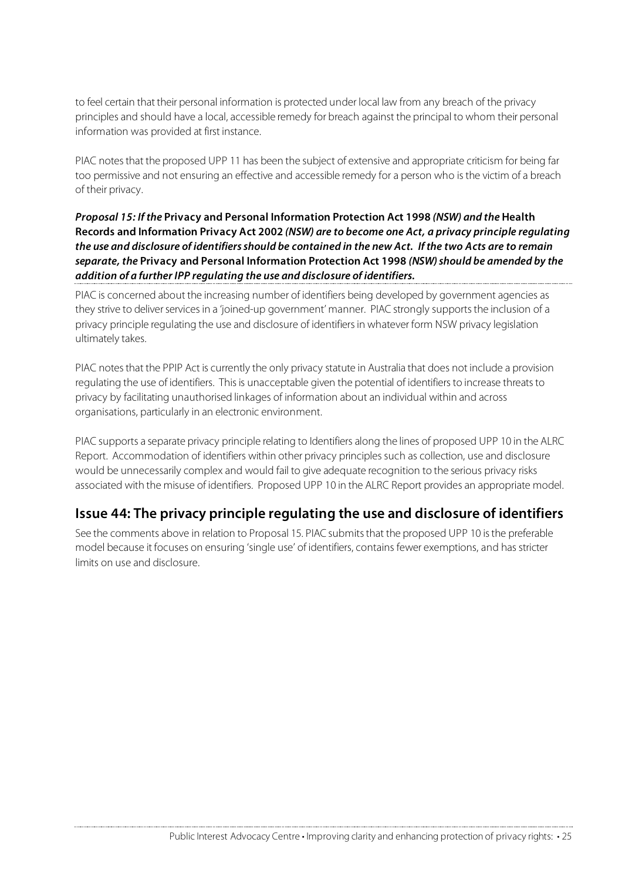to feel certain that their personal information is protected under local law from any breach of the privacy principles and should have a local, accessible remedy for breach against the principal to whom their personal information was provided at first instance.

PIAC notes that the proposed UPP 11 has been the subject of extensive and appropriate criticism for being far too permissive and not ensuring an effective and accessible remedy for a person who is the victim of a breach of their privacy.

***Proposal 15: If the* Privacy and Personal Information Protection Act 1998 *(NSW) and the* Health Records and Information Privacy Act 2002 *(NSW) are to become one Act, a privacy principle regulating the use and disclosure of identifiers should be contained in the new Act. If the two Acts are to remain separate, the* Privacy and Personal Information Protection Act 1998 *(NSW) should be amended by the addition of a further IPP regulating the use and disclosure of identifiers.***

PIAC is concerned about the increasing number of identifiers being developed by government agencies as they strive to deliver services in a 'joined-up government' manner. PIAC strongly supports the inclusion of a privacy principle regulating the use and disclosure of identifiers in whatever form NSW privacy legislation ultimately takes.

PIAC notes that the PPIP Act is currently the only privacy statute in Australia that does not include a provision regulating the use of identifiers. This is unacceptable given the potential of identifiers to increase threats to privacy by facilitating unauthorised linkages of information about an individual within and across organisations, particularly in an electronic environment.

PIAC supports a separate privacy principle relating to Identifiers along the lines of proposed UPP 10 in the ALRC Report. Accommodation of identifiers within other privacy principles such as collection, use and disclosure would be unnecessarily complex and would fail to give adequate recognition to the serious privacy risks associated with the misuse of identifiers. Proposed UPP 10 in the ALRC Report provides an appropriate model.

## Issue 44: The privacy principle regulating the use and disclosure of identifiers

See the comments above in relation to Proposal 15. PIAC submits that the proposed UPP 10 is the preferable model because it focuses on ensuring 'single use' of identifiers, contains fewer exemptions, and has stricter limits on use and disclosure.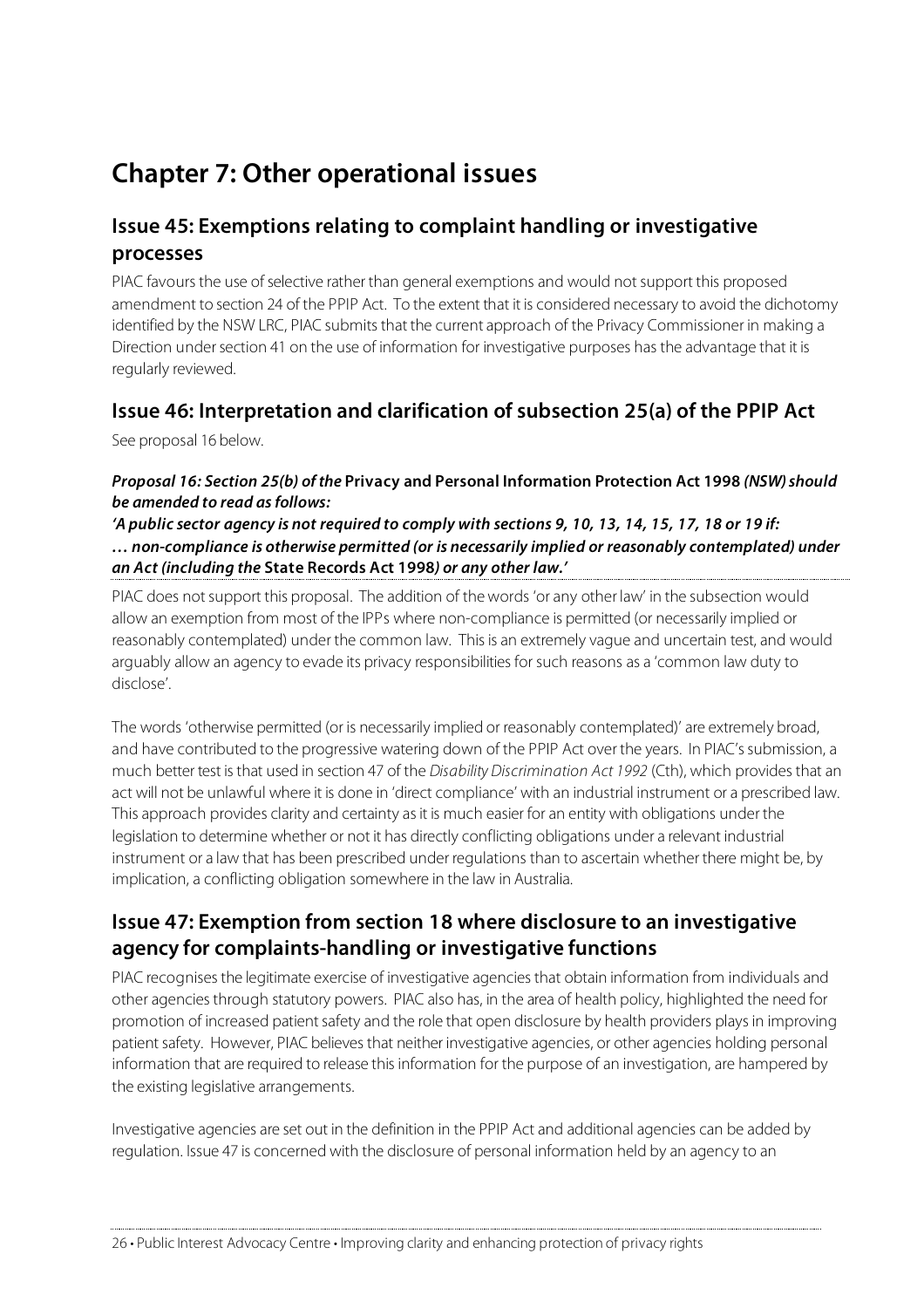# Chapter 7: Other operational issues

## Issue 45: Exemptions relating to complaint handling or investigative processes

PIAC favours the use of selective rather than general exemptions and would not support this proposed amendment to section 24 of the PPIP Act. To the extent that it is considered necessary to avoid the dichotomy identified by the NSW LRC, PIAC submits that the current approach of the Privacy Commissioner in making a Direction under section 41 on the use of information for investigative purposes has the advantage that it is regularly reviewed.

## Issue 46: Interpretation and clarification of subsection 25(a) of the PPIP Act

See proposal 16 below.

***Proposal 16: Section 25(b) of the* Privacy and Personal Information Protection Act 1998 *(NSW) should be amended to read as follows:***

***'A public sector agency is not required to comply with sections 9, 10, 13, 14, 15, 17, 18 or 19 if: … non-compliance is otherwise permitted (or is necessarily implied or reasonably contemplated) under an Act (including the* State Records Act 1998*) or any other law.'***

PIAC does not support this proposal. The addition of the words 'or any other law' in the subsection would allow an exemption from most of the IPPs where non-compliance is permitted (or necessarily implied or reasonably contemplated) under the common law. This is an extremely vague and uncertain test, and would arguably allow an agency to evade its privacy responsibilities for such reasons as a 'common law duty to disclose'.

The words 'otherwise permitted (or is necessarily implied or reasonably contemplated)' are extremely broad, and have contributed to the progressive watering down of the PPIP Act over the years. In PIAC's submission, a much better test is that used in section 47 of the *Disability Discrimination Act 1992* (Cth), which provides that an act will not be unlawful where it is done in 'direct compliance' with an industrial instrument or a prescribed law. This approach provides clarity and certainty as it is much easier for an entity with obligations under the legislation to determine whether or not it has directly conflicting obligations under a relevant industrial instrument or a law that has been prescribed under regulations than to ascertain whether there might be, by implication, a conflicting obligation somewhere in the law in Australia.

## Issue 47: Exemption from section 18 where disclosure to an investigative agency for complaints-handling or investigative functions

PIAC recognises the legitimate exercise of investigative agencies that obtain information from individuals and other agencies through statutory powers. PIAC also has, in the area of health policy, highlighted the need for promotion of increased patient safety and the role that open disclosure by health providers plays in improving patient safety. However, PIAC believes that neither investigative agencies, or other agencies holding personal information that are required to release this information for the purpose of an investigation, are hampered by the existing legislative arrangements.

Investigative agencies are set out in the definition in the PPIP Act and additional agencies can be added by regulation. Issue 47 is concerned with the disclosure of personal information held by an agency to an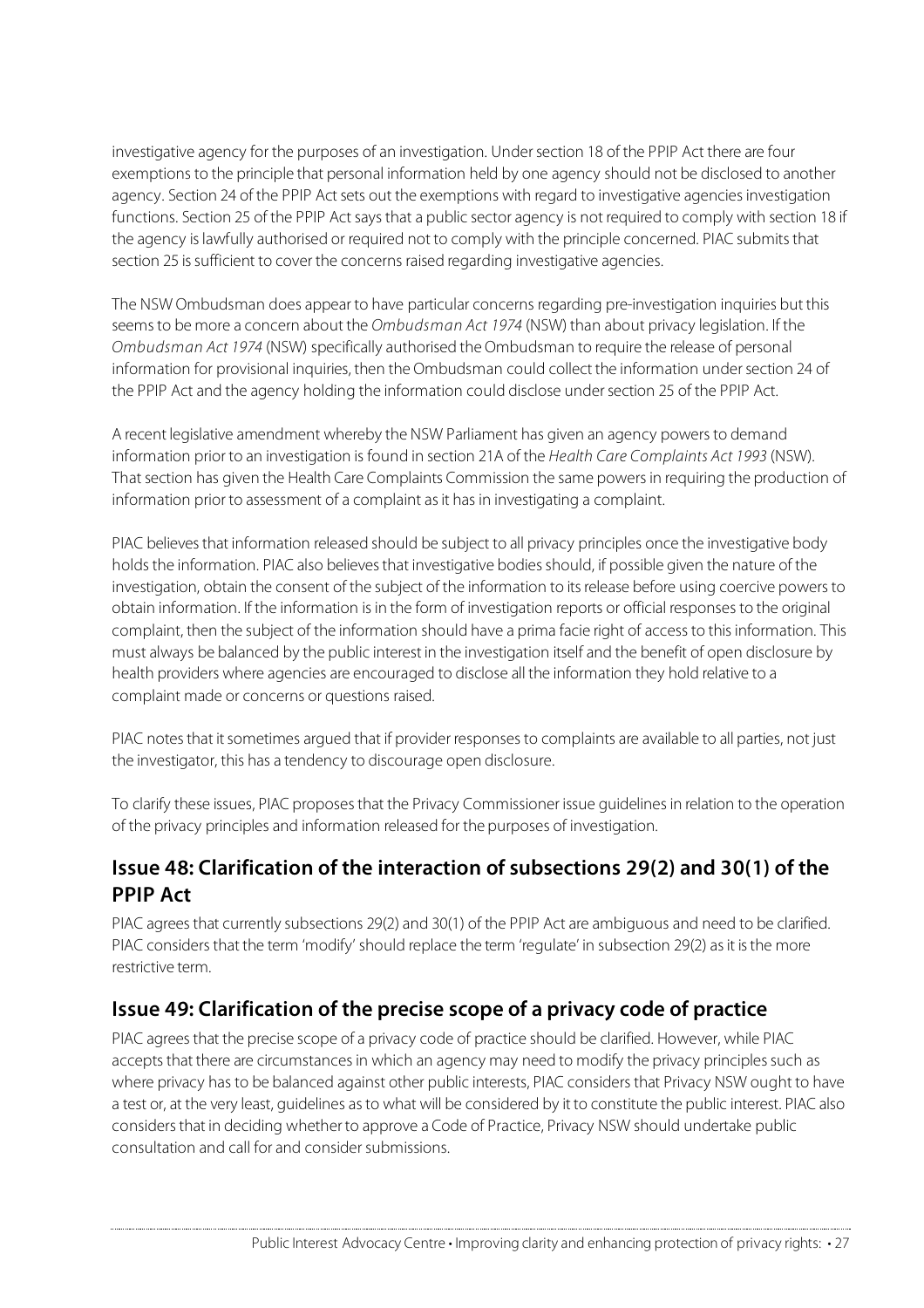investigative agency for the purposes of an investigation. Under section 18 of the PPIP Act there are four exemptions to the principle that personal information held by one agency should not be disclosed to another agency. Section 24 of the PPIP Act sets out the exemptions with regard to investigative agencies investigation functions. Section 25 of the PPIP Act says that a public sector agency is not required to comply with section 18 if the agency is lawfully authorised or required not to comply with the principle concerned. PIAC submits that section 25 is sufficient to cover the concerns raised regarding investigative agencies.

The NSW Ombudsman does appear to have particular concerns regarding pre-investigation inquiries but this seems to be more a concern about the *Ombudsman Act 1974* (NSW) than about privacy legislation. If the *Ombudsman Act 1974* (NSW) specifically authorised the Ombudsman to require the release of personal information for provisional inquiries, then the Ombudsman could collect the information under section 24 of the PPIP Act and the agency holding the information could disclose under section 25 of the PPIP Act.

A recent legislative amendment whereby the NSW Parliament has given an agency powers to demand information prior to an investigation is found in section 21A of the *Health Care Complaints Act 1993* (NSW). That section has given the Health Care Complaints Commission the same powers in requiring the production of information prior to assessment of a complaint as it has in investigating a complaint.

PIAC believes that information released should be subject to all privacy principles once the investigative body holds the information. PIAC also believes that investigative bodies should, if possible given the nature of the investigation, obtain the consent of the subject of the information to its release before using coercive powers to obtain information. If the information is in the form of investigation reports or official responses to the original complaint, then the subject of the information should have a prima facie right of access to this information. This must always be balanced by the public interest in the investigation itself and the benefit of open disclosure by health providers where agencies are encouraged to disclose all the information they hold relative to a complaint made or concerns or questions raised.

PIAC notes that it sometimes argued that if provider responses to complaints are available to all parties, not just the investigator, this has a tendency to discourage open disclosure.

To clarify these issues, PIAC proposes that the Privacy Commissioner issue guidelines in relation to the operation of the privacy principles and information released for the purposes of investigation.

## Issue 48: Clarification of the interaction of subsections 29(2) and 30(1) of the PPIP Act

PIAC agrees that currently subsections 29(2) and 30(1) of the PPIP Act are ambiguous and need to be clarified. PIAC considers that the term 'modify' should replace the term 'regulate' in subsection 29(2) as it is the more restrictive term.

## Issue 49: Clarification of the precise scope of a privacy code of practice

PIAC agrees that the precise scope of a privacy code of practice should be clarified. However, while PIAC accepts that there are circumstances in which an agency may need to modify the privacy principles such as where privacy has to be balanced against other public interests, PIAC considers that Privacy NSW ought to have a test or, at the very least, guidelines as to what will be considered by it to constitute the public interest. PIAC also considers that in deciding whether to approve a Code of Practice, Privacy NSW should undertake public consultation and call for and consider submissions.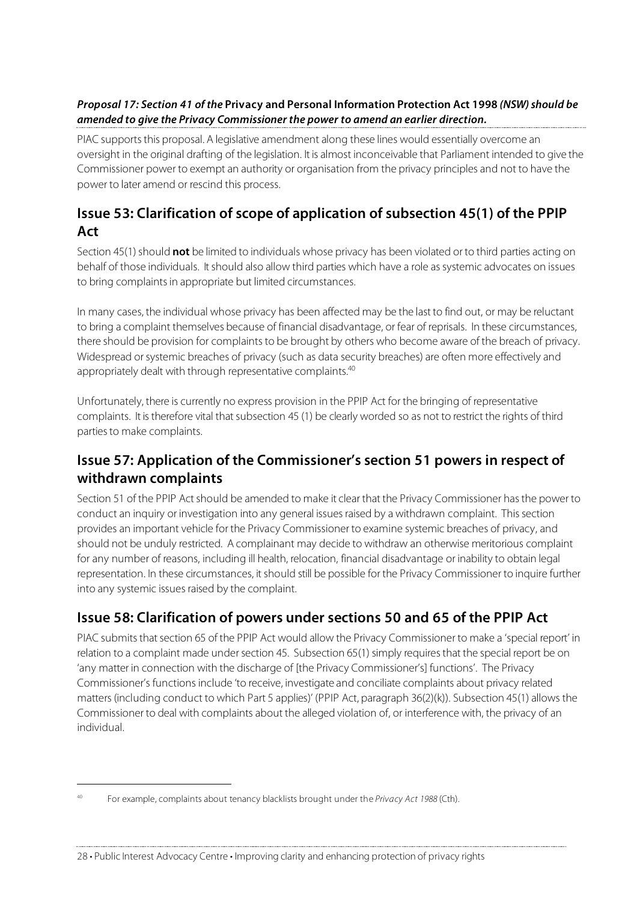***Proposal 17: Section 41 of the* Privacy and Personal Information Protection Act 1998 *(NSW) should be amended to give the Privacy Commissioner the power to amend an earlier direction.***

PIAC supports this proposal. A legislative amendment along these lines would essentially overcome an oversight in the original drafting of the legislation. It is almost inconceivable that Parliament intended to give the Commissioner power to exempt an authority or organisation from the privacy principles and not to have the power to later amend or rescind this process.

## Issue 53: Clarification of scope of application of subsection 45(1) of the PPIP Act

Section 45(1) should **not** be limited to individuals whose privacy has been violated or to third parties acting on behalf of those individuals. It should also allow third parties which have a role as systemic advocates on issues to bring complaints in appropriate but limited circumstances.

In many cases, the individual whose privacy has been affected may be the last to find out, or may be reluctant to bring a complaint themselves because of financial disadvantage, or fear of reprisals. In these circumstances, there should be provision for complaints to be brought by others who become aware of the breach of privacy. Widespread or systemic breaches of privacy (such as data security breaches) are often more effectively and appropriately dealt with through representative complaints.[40]

Unfortunately, there is currently no express provision in the PPIP Act for the bringing of representative complaints. It is therefore vital that subsection 45 (1) be clearly worded so as not to restrict the rights of third parties to make complaints.

## Issue 57: Application of the Commissioner's section 51 powers in respect of withdrawn complaints

Section 51 of the PPIP Act should be amended to make it clear that the Privacy Commissioner has the power to conduct an inquiry or investigation into any general issues raised by a withdrawn complaint. This section provides an important vehicle for the Privacy Commissioner to examine systemic breaches of privacy, and should not be unduly restricted. A complainant may decide to withdraw an otherwise meritorious complaint for any number of reasons, including ill health, relocation, financial disadvantage or inability to obtain legal representation. In these circumstances, it should still be possible for the Privacy Commissioner to inquire further into any systemic issues raised by the complaint.

## Issue 58: Clarification of powers under sections 50 and 65 of the PPIP Act

PIAC submits that section 65 of the PPIP Act would allow the Privacy Commissioner to make a 'special report' in relation to a complaint made under section 45. Subsection 65(1) simply requires that the special report be on 'any matter in connection with the discharge of [the Privacy Commissioner's] functions'. The Privacy Commissioner's functions include 'to receive, investigate and conciliate complaints about privacy related matters (including conduct to which Part 5 applies)' (PPIP Act, paragraph 36(2)(k)). Subsection 45(1) allows the Commissioner to deal with complaints about the alleged violation of, or interference with, the privacy of an individual.

---

[40] For example, complaints about tenancy blacklists brought under the *Privacy Act 1988* (Cth).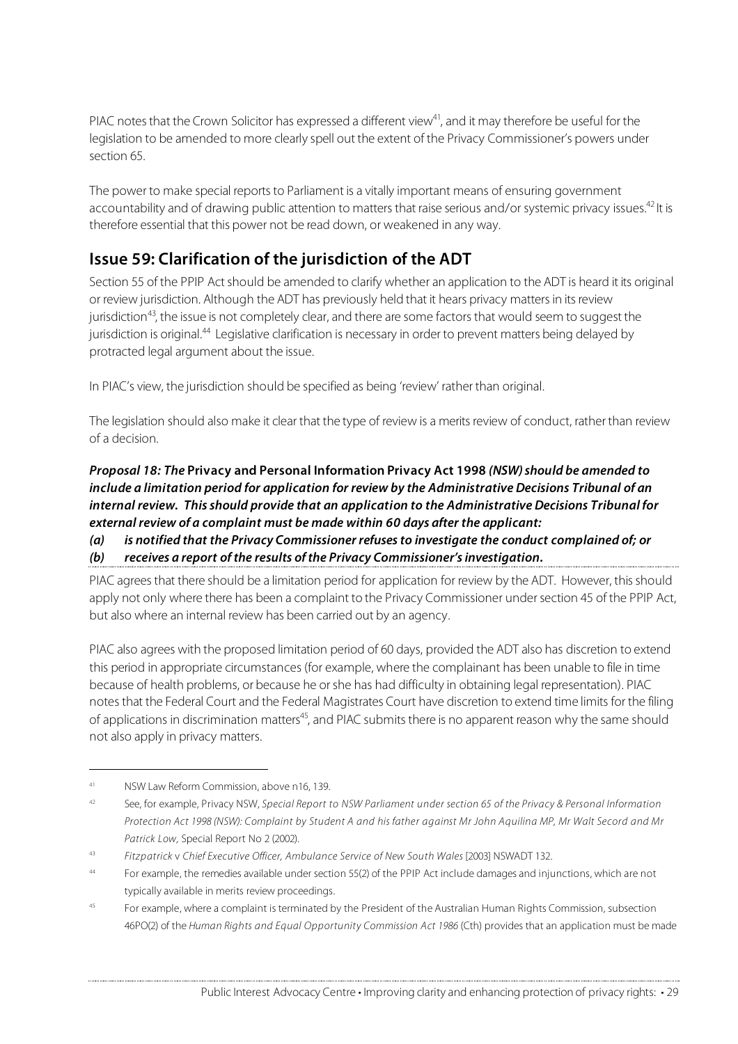PIAC notes that the Crown Solicitor has expressed a different view[41], and it may therefore be useful for the legislation to be amended to more clearly spell out the extent of the Privacy Commissioner's powers under section 65.

The power to make special reports to Parliament is a vitally important means of ensuring government accountability and of drawing public attention to matters that raise serious and/or systemic privacy issues.[42] It is therefore essential that this power not be read down, or weakened in any way.

## Issue 59: Clarification of the jurisdiction of the ADT

Section 55 of the PPIP Act should be amended to clarify whether an application to the ADT is heard it its original or review jurisdiction. Although the ADT has previously held that it hears privacy matters in its review jurisdiction[43], the issue is not completely clear, and there are some factors that would seem to suggest the jurisdiction is original.[44] Legislative clarification is necessary in order to prevent matters being delayed by protracted legal argument about the issue.

In PIAC's view, the jurisdiction should be specified as being 'review' rather than original.

The legislation should also make it clear that the type of review is a merits review of conduct, rather than review of a decision.

***Proposal 18: The* Privacy and Personal Information Privacy Act 1998 *(NSW) should be amended to include a limitation period for application for review by the Administrative Decisions Tribunal of an internal review. This should provide that an application to the Administrative Decisions Tribunal for external review of a complaint must be made within 60 days after the applicant:***

***(a) is notified that the Privacy Commissioner refuses to investigate the conduct complained of; or***

***(b) receives a report of the results of the Privacy Commissioner's investigation.***

PIAC agrees that there should be a limitation period for application for review by the ADT. However, this should apply not only where there has been a complaint to the Privacy Commissioner under section 45 of the PPIP Act, but also where an internal review has been carried out by an agency.

PIAC also agrees with the proposed limitation period of 60 days, provided the ADT also has discretion to extend this period in appropriate circumstances (for example, where the complainant has been unable to file in time because of health problems, or because he or she has had difficulty in obtaining legal representation). PIAC notes that the Federal Court and the Federal Magistrates Court have discretion to extend time limits for the filing of applications in discrimination matters[45], and PIAC submits there is no apparent reason why the same should not also apply in privacy matters.

---

[41] NSW Law Reform Commission, above n16, 139.

[42] See, for example, Privacy NSW, *Special Report to NSW Parliament under section 65 of the Privacy & Personal Information Protection Act 1998 (NSW): Complaint by Student A and his father against Mr John Aquilina MP, Mr Walt Secord and Mr Patrick Low*, Special Report No 2 (2002).

[43] *Fitzpatrick* v *Chief Executive Officer, Ambulance Service of New South Wales* [2003] NSWADT 132.

[44] For example, the remedies available under section 55(2) of the PPIP Act include damages and injunctions, which are not typically available in merits review proceedings.

[45] For example, where a complaint is terminated by the President of the Australian Human Rights Commission, subsection 46PO(2) of the *Human Rights and Equal Opportunity Commission Act 1986* (Cth) provides that an application must be made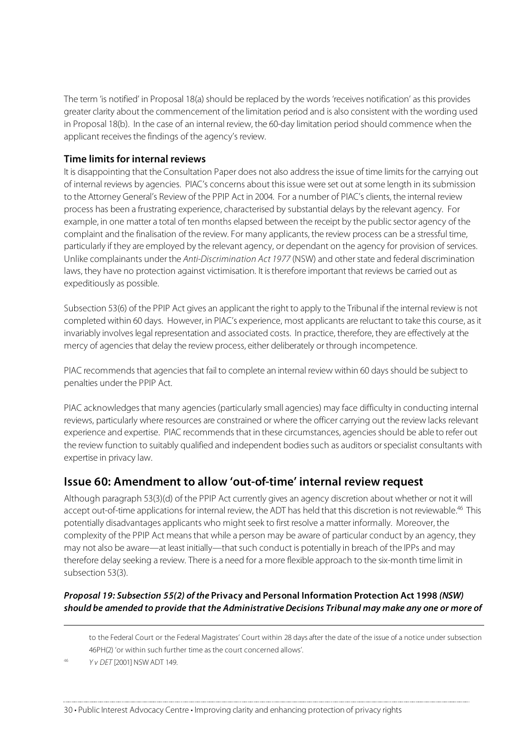The term 'is notified' in Proposal 18(a) should be replaced by the words 'receives notification' as this provides greater clarity about the commencement of the limitation period and is also consistent with the wording used in Proposal 18(b). In the case of an internal review, the 60-day limitation period should commence when the applicant receives the findings of the agency's review.

### Time limits for internal reviews

It is disappointing that the Consultation Paper does not also address the issue of time limits for the carrying out of internal reviews by agencies. PIAC's concerns about this issue were set out at some length in its submission to the Attorney General's Review of the PPIP Act in 2004. For a number of PIAC's clients, the internal review process has been a frustrating experience, characterised by substantial delays by the relevant agency. For example, in one matter a total of ten months elapsed between the receipt by the public sector agency of the complaint and the finalisation of the review. For many applicants, the review process can be a stressful time, particularly if they are employed by the relevant agency, or dependant on the agency for provision of services. Unlike complainants under the *Anti-Discrimination Act 1977* (NSW) and other state and federal discrimination laws, they have no protection against victimisation. It is therefore important that reviews be carried out as expeditiously as possible.

Subsection 53(6) of the PPIP Act gives an applicant the right to apply to the Tribunal if the internal review is not completed within 60 days. However, in PIAC's experience, most applicants are reluctant to take this course, as it invariably involves legal representation and associated costs. In practice, therefore, they are effectively at the mercy of agencies that delay the review process, either deliberately or through incompetence.

PIAC recommends that agencies that fail to complete an internal review within 60 days should be subject to penalties under the PPIP Act.

PIAC acknowledges that many agencies (particularly small agencies) may face difficulty in conducting internal reviews, particularly where resources are constrained or where the officer carrying out the review lacks relevant experience and expertise. PIAC recommends that in these circumstances, agencies should be able to refer out the review function to suitably qualified and independent bodies such as auditors or specialist consultants with expertise in privacy law.

## Issue 60: Amendment to allow 'out-of-time' internal review request

Although paragraph 53(3)(d) of the PPIP Act currently gives an agency discretion about whether or not it will accept out-of-time applications for internal review, the ADT has held that this discretion is not reviewable.[46] This potentially disadvantages applicants who might seek to first resolve a matter informally. Moreover, the complexity of the PPIP Act means that while a person may be aware of particular conduct by an agency, they may not also be aware—at least initially—that such conduct is potentially in breach of the IPPs and may therefore delay seeking a review. There is a need for a more flexible approach to the six-month time limit in subsection 53(3).

***Proposal 19: Subsection 55(2) of the* Privacy and Personal Information Protection Act 1998 *(NSW) should be amended to provide that the Administrative Decisions Tribunal may make any one or more of***

---

to the Federal Court or the Federal Magistrates' Court within 28 days after the date of the issue of a notice under subsection 46PH(2) 'or within such further time as the court concerned allows'.

[46] *Y v DET* [2001] NSW ADT 149.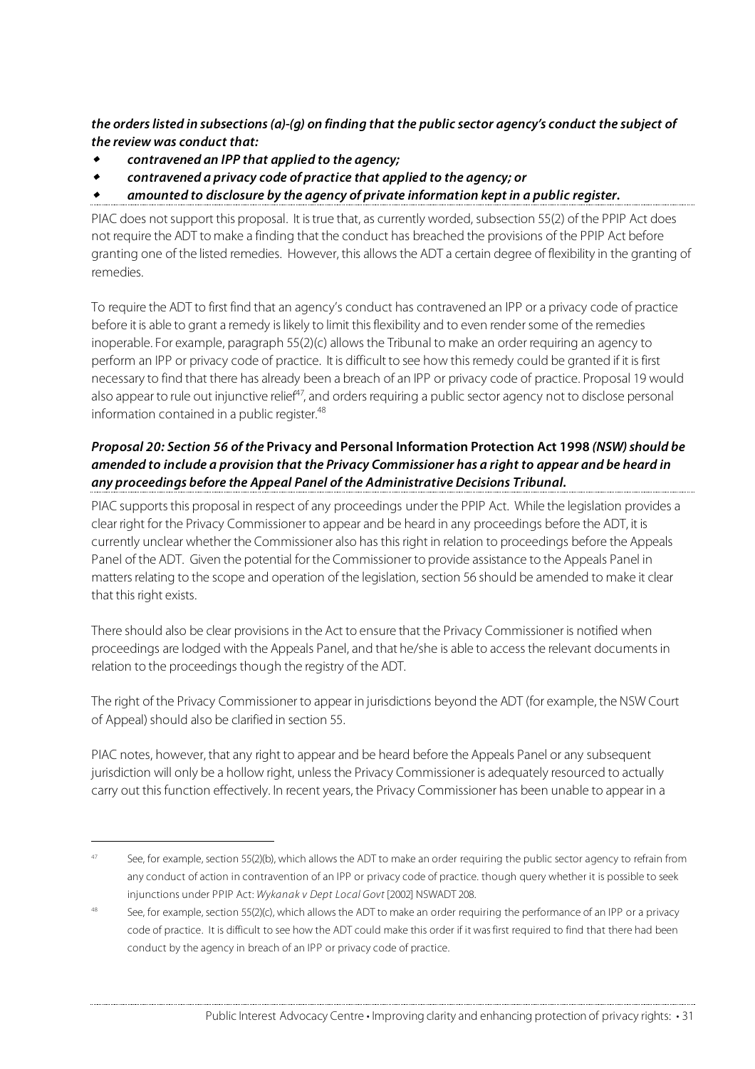***the orders listed in subsections (a)-(g) on finding that the public sector agency's conduct the subject of the review was conduct that:***

- ***contravened an IPP that applied to the agency;***
- ***contravened a privacy code of practice that applied to the agency; or***
- ***amounted to disclosure by the agency of private information kept in a public register.***

PIAC does not support this proposal. It is true that, as currently worded, subsection 55(2) of the PPIP Act does not require the ADT to make a finding that the conduct has breached the provisions of the PPIP Act before granting one of the listed remedies. However, this allows the ADT a certain degree of flexibility in the granting of remedies.

To require the ADT to first find that an agency's conduct has contravened an IPP or a privacy code of practice before it is able to grant a remedy is likely to limit this flexibility and to even render some of the remedies inoperable. For example, paragraph 55(2)(c) allows the Tribunal to make an order requiring an agency to perform an IPP or privacy code of practice. It is difficult to see how this remedy could be granted if it is first necessary to find that there has already been a breach of an IPP or privacy code of practice. Proposal 19 would also appear to rule out injunctive relief[47], and orders requiring a public sector agency not to disclose personal information contained in a public register.[48]

***Proposal 20: Section 56 of the* Privacy and Personal Information Protection Act 1998 *(NSW) should be amended to include a provision that the Privacy Commissioner has a right to appear and be heard in any proceedings before the Appeal Panel of the Administrative Decisions Tribunal.***

PIAC supports this proposal in respect of any proceedings under the PPIP Act. While the legislation provides a clear right for the Privacy Commissioner to appear and be heard in any proceedings before the ADT, it is currently unclear whether the Commissioner also has this right in relation to proceedings before the Appeals Panel of the ADT. Given the potential for the Commissioner to provide assistance to the Appeals Panel in matters relating to the scope and operation of the legislation, section 56 should be amended to make it clear that this right exists.

There should also be clear provisions in the Act to ensure that the Privacy Commissioner is notified when proceedings are lodged with the Appeals Panel, and that he/she is able to access the relevant documents in relation to the proceedings though the registry of the ADT.

The right of the Privacy Commissioner to appear in jurisdictions beyond the ADT (for example, the NSW Court of Appeal) should also be clarified in section 55.

PIAC notes, however, that any right to appear and be heard before the Appeals Panel or any subsequent jurisdiction will only be a hollow right, unless the Privacy Commissioner is adequately resourced to actually carry out this function effectively. In recent years, the Privacy Commissioner has been unable to appear in a

---

[47] See, for example, section 55(2)(b), which allows the ADT to make an order requiring the public sector agency to refrain from any conduct of action in contravention of an IPP or privacy code of practice. though query whether it is possible to seek injunctions under PPIP Act: *Wykanak v Dept Local Govt* [2002] NSWADT 208.

[48] See, for example, section 55(2)(c), which allows the ADT to make an order requiring the performance of an IPP or a privacy code of practice. It is difficult to see how the ADT could make this order if it was first required to find that there had been conduct by the agency in breach of an IPP or privacy code of practice.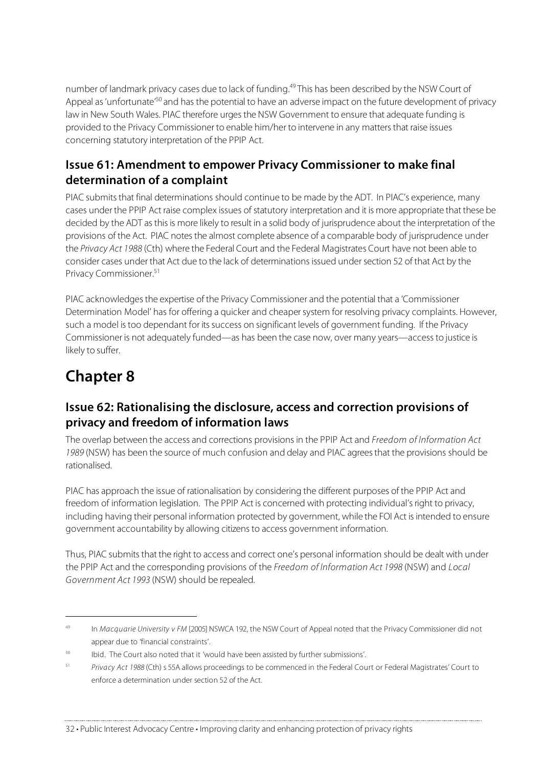number of landmark privacy cases due to lack of funding.[49] This has been described by the NSW Court of Appeal as 'unfortunate'[50] and has the potential to have an adverse impact on the future development of privacy law in New South Wales. PIAC therefore urges the NSW Government to ensure that adequate funding is provided to the Privacy Commissioner to enable him/her to intervene in any matters that raise issues concerning statutory interpretation of the PPIP Act.

### Issue 61: Amendment to empower Privacy Commissioner to make final determination of a complaint

PIAC submits that final determinations should continue to be made by the ADT. In PIAC's experience, many cases under the PPIP Act raise complex issues of statutory interpretation and it is more appropriate that these be decided by the ADT as this is more likely to result in a solid body of jurisprudence about the interpretation of the provisions of the Act. PIAC notes the almost complete absence of a comparable body of jurisprudence under the *Privacy Act 1988* (Cth) where the Federal Court and the Federal Magistrates Court have not been able to consider cases under that Act due to the lack of determinations issued under section 52 of that Act by the Privacy Commissioner.[51]

PIAC acknowledges the expertise of the Privacy Commissioner and the potential that a 'Commissioner Determination Model' has for offering a quicker and cheaper system for resolving privacy complaints. However, such a model is too dependant for its success on significant levels of government funding. If the Privacy Commissioner is not adequately funded—as has been the case now, over many years—access to justice is likely to suffer.

## Chapter 8

### Issue 62: Rationalising the disclosure, access and correction provisions of privacy and freedom of information laws

The overlap between the access and corrections provisions in the PPIP Act and *Freedom of Information Act 1989* (NSW) has been the source of much confusion and delay and PIAC agrees that the provisions should be rationalised.

PIAC has approach the issue of rationalisation by considering the different purposes of the PPIP Act and freedom of information legislation. The PPIP Act is concerned with protecting individual's right to privacy, including having their personal information protected by government, while the FOI Act is intended to ensure government accountability by allowing citizens to access government information.

Thus, PIAC submits that the right to access and correct one's personal information should be dealt with under the PPIP Act and the corresponding provisions of the *Freedom of Information Act 1998* (NSW) and *Local Government Act 1993* (NSW) should be repealed.

---

[49] In *Macquarie University v FM* [2005] NSWCA 192, the NSW Court of Appeal noted that the Privacy Commissioner did not appear due to 'financial constraints'.

[50] Ibid. The Court also noted that it 'would have been assisted by further submissions'.

[51] *Privacy Act 1988* (Cth) s 55A allows proceedings to be commenced in the Federal Court or Federal Magistrates' Court to enforce a determination under section 52 of the Act.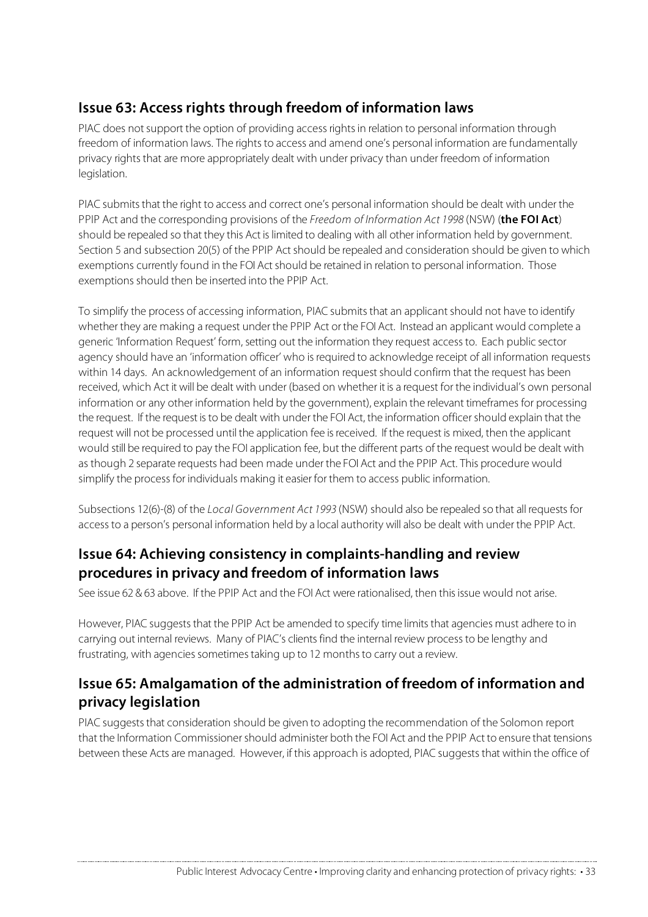## Issue 63: Access rights through freedom of information laws

PIAC does not support the option of providing access rights in relation to personal information through freedom of information laws. The rights to access and amend one's personal information are fundamentally privacy rights that are more appropriately dealt with under privacy than under freedom of information legislation.

PIAC submits that the right to access and correct one's personal information should be dealt with under the PPIP Act and the corresponding provisions of the *Freedom of Information Act 1998* (NSW) (**the FOI Act**) should be repealed so that they this Act is limited to dealing with all other information held by government. Section 5 and subsection 20(5) of the PPIP Act should be repealed and consideration should be given to which exemptions currently found in the FOI Act should be retained in relation to personal information. Those exemptions should then be inserted into the PPIP Act.

To simplify the process of accessing information, PIAC submits that an applicant should not have to identify whether they are making a request under the PPIP Act or the FOI Act. Instead an applicant would complete a generic 'Information Request' form, setting out the information they request access to. Each public sector agency should have an 'information officer' who is required to acknowledge receipt of all information requests within 14 days. An acknowledgement of an information request should confirm that the request has been received, which Act it will be dealt with under (based on whether it is a request for the individual's own personal information or any other information held by the government), explain the relevant timeframes for processing the request. If the request is to be dealt with under the FOI Act, the information officer should explain that the request will not be processed until the application fee is received. If the request is mixed, then the applicant would still be required to pay the FOI application fee, but the different parts of the request would be dealt with as though 2 separate requests had been made under the FOI Act and the PPIP Act. This procedure would simplify the process for individuals making it easier for them to access public information.

Subsections 12(6)-(8) of the *Local Government Act 1993* (NSW) should also be repealed so that all requests for access to a person's personal information held by a local authority will also be dealt with under the PPIP Act.

## Issue 64: Achieving consistency in complaints-handling and review procedures in privacy and freedom of information laws

See issue 62 & 63 above. If the PPIP Act and the FOI Act were rationalised, then this issue would not arise.

However, PIAC suggests that the PPIP Act be amended to specify time limits that agencies must adhere to in carrying out internal reviews. Many of PIAC's clients find the internal review process to be lengthy and frustrating, with agencies sometimes taking up to 12 months to carry out a review.

## Issue 65: Amalgamation of the administration of freedom of information and privacy legislation

PIAC suggests that consideration should be given to adopting the recommendation of the Solomon report that the Information Commissioner should administer both the FOI Act and the PPIP Act to ensure that tensions between these Acts are managed. However, if this approach is adopted, PIAC suggests that within the office of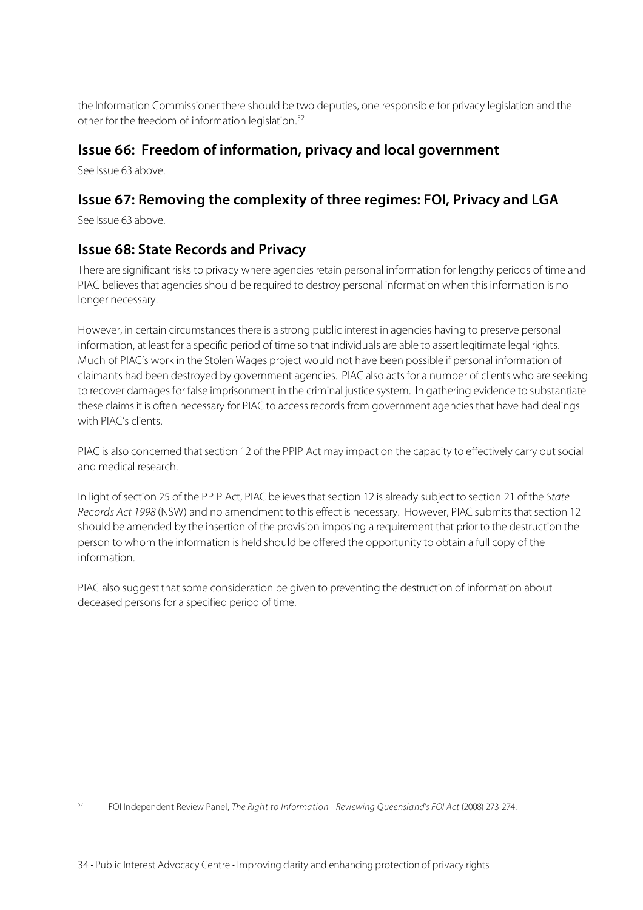the Information Commissioner there should be two deputies, one responsible for privacy legislation and the other for the freedom of information legislation.[52]

## Issue 66: Freedom of information, privacy and local government

See Issue 63 above.

## Issue 67: Removing the complexity of three regimes: FOI, Privacy and LGA

See Issue 63 above.

## Issue 68: State Records and Privacy

There are significant risks to privacy where agencies retain personal information for lengthy periods of time and PIAC believes that agencies should be required to destroy personal information when this information is no longer necessary.

However, in certain circumstances there is a strong public interest in agencies having to preserve personal information, at least for a specific period of time so that individuals are able to assert legitimate legal rights. Much of PIAC's work in the Stolen Wages project would not have been possible if personal information of claimants had been destroyed by government agencies. PIAC also acts for a number of clients who are seeking to recover damages for false imprisonment in the criminal justice system. In gathering evidence to substantiate these claims it is often necessary for PIAC to access records from government agencies that have had dealings with PIAC's clients.

PIAC is also concerned that section 12 of the PPIP Act may impact on the capacity to effectively carry out social and medical research.

In light of section 25 of the PPIP Act, PIAC believes that section 12 is already subject to section 21 of the *State Records Act 1998* (NSW) and no amendment to this effect is necessary. However, PIAC submits that section 12 should be amended by the insertion of the provision imposing a requirement that prior to the destruction the person to whom the information is held should be offered the opportunity to obtain a full copy of the information.

PIAC also suggest that some consideration be given to preventing the destruction of information about deceased persons for a specified period of time.

---

[52] FOI Independent Review Panel, *The Right to Information - Reviewing Queensland's FOI Act* (2008) 273-274.